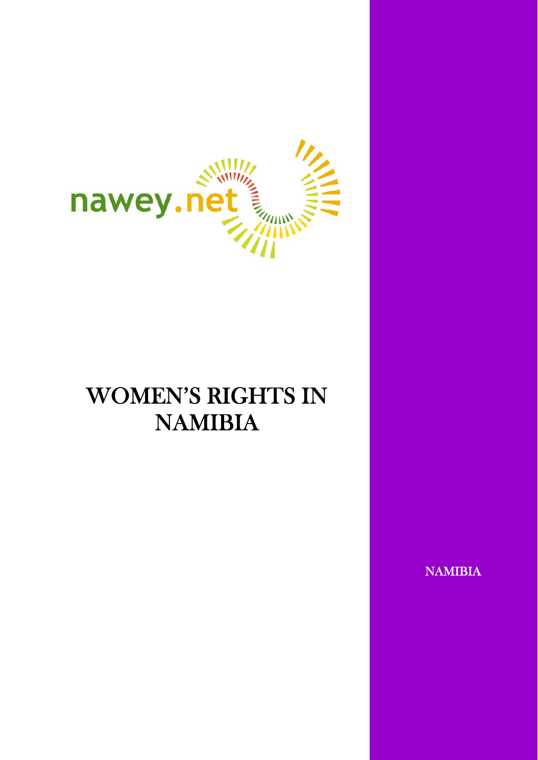nawey.net

# WOMEN'S RIGHTS IN NAMIBIA

NAMIBIA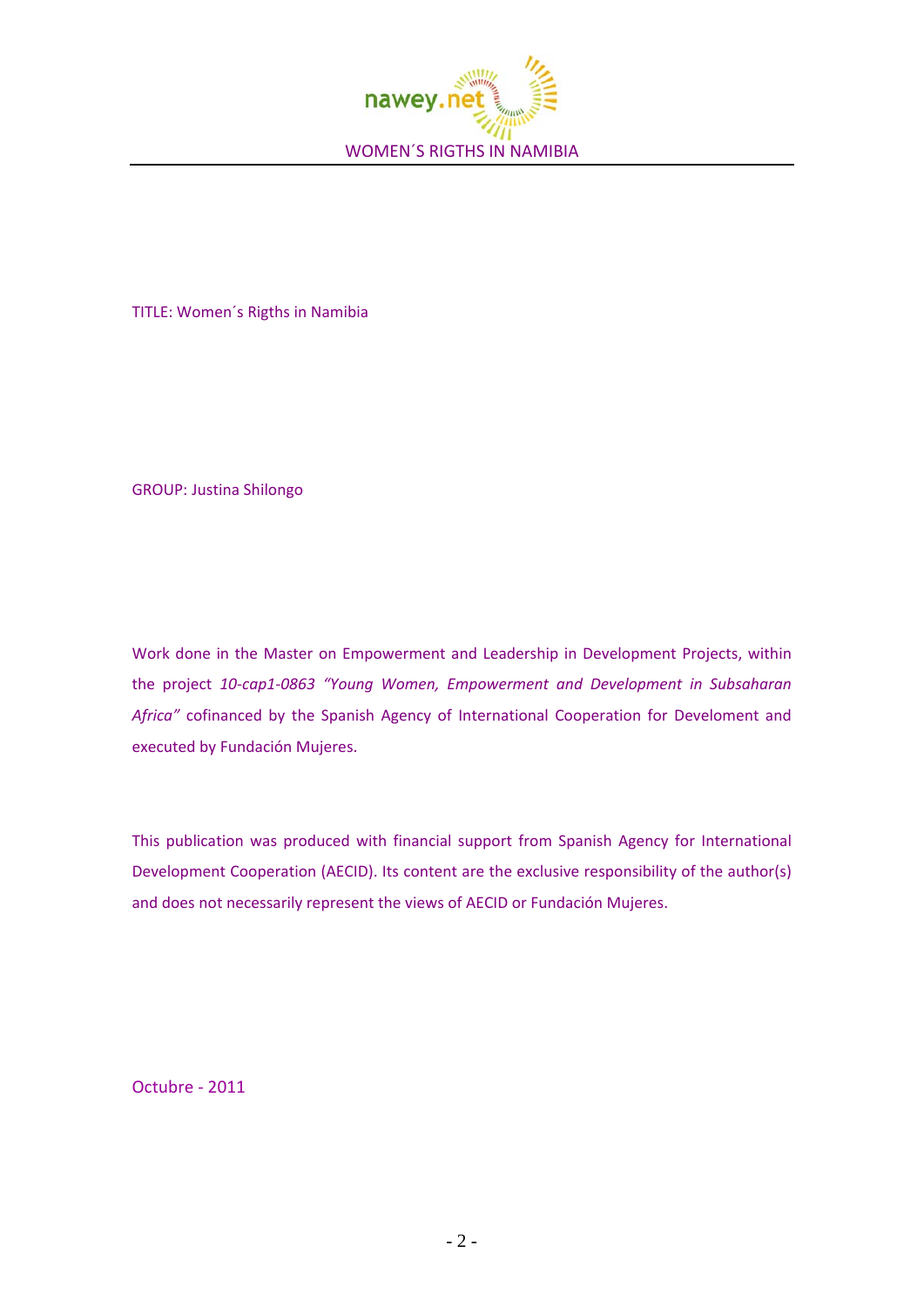TITLE: Women´s Rigths in Namibia

GROUP: Justina Shilongo

Work done in the Master on Empowerment and Leadership in Development Projects, within the project *10-cap1-0863 "Young Women, Empowerment and Development in Subsaharan Africa"* cofinanced by the Spanish Agency of International Cooperation for Develoment and executed by Fundación Mujeres.

This publication was produced with financial support from Spanish Agency for International Development Cooperation (AECID). Its content are the exclusive responsibility of the author(s) and does not necessarily represent the views of AECID or Fundación Mujeres.

Octubre - 2011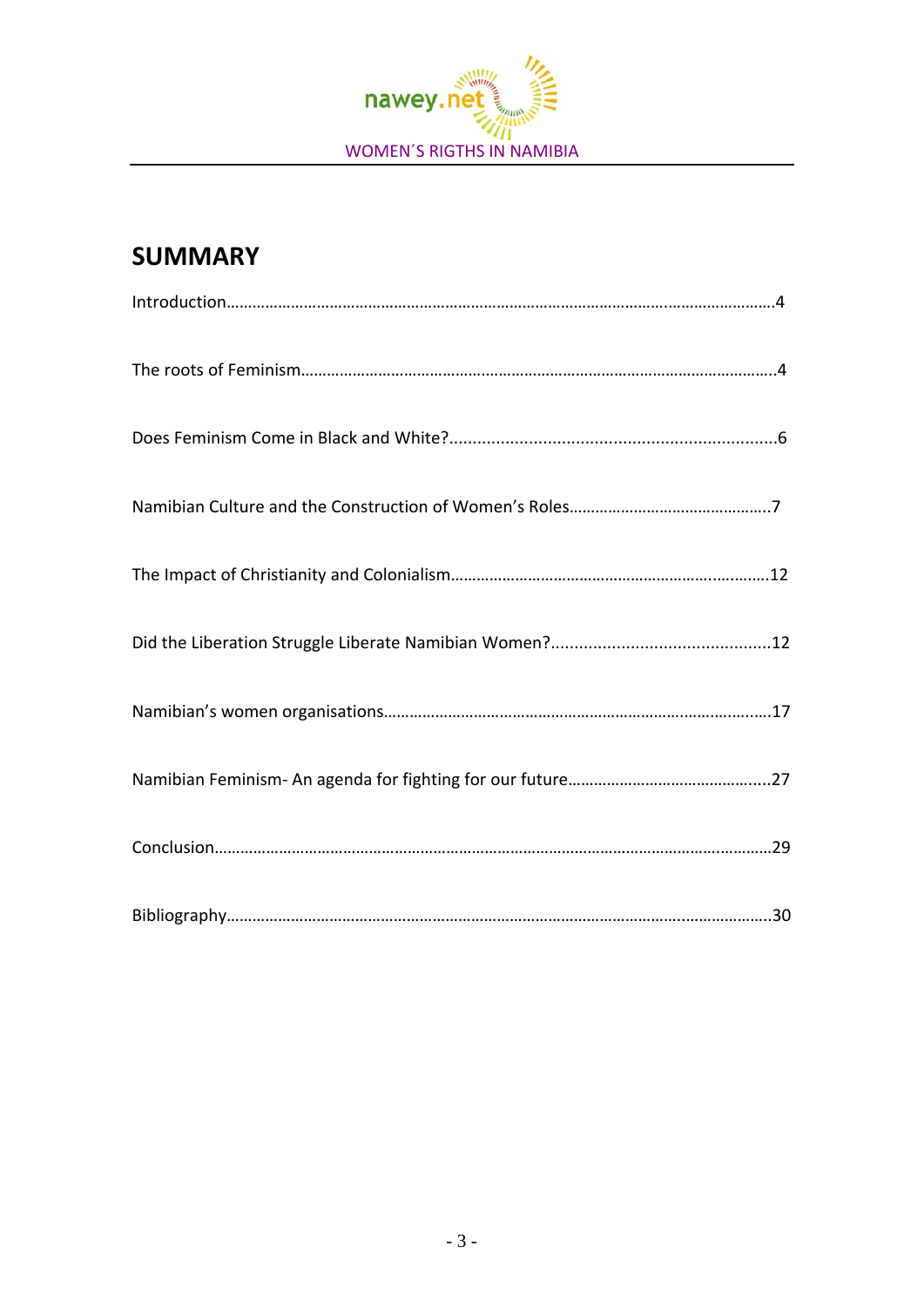## SUMMARY

Introduction……………………………………………………………………………………………………………4

The roots of Feminism…………………………………………………………………………………………….4

Does Feminism Come in Black and White?......................................................................6

Namibian Culture and the Construction of Women's Roles………………………………………..7

The Impact of Christianity and Colonialism……………………………………………………………….12

Did the Liberation Struggle Liberate Namibian Women?..............................................12

Namibian's women organisations……………………………………………………………………………..17

Namibian Feminism- An agenda for fighting for our future……………………………………….27

Conclusion……………………………………………………………………………………………………………..29

Bibliography…………………………………………………………………………………………………………..30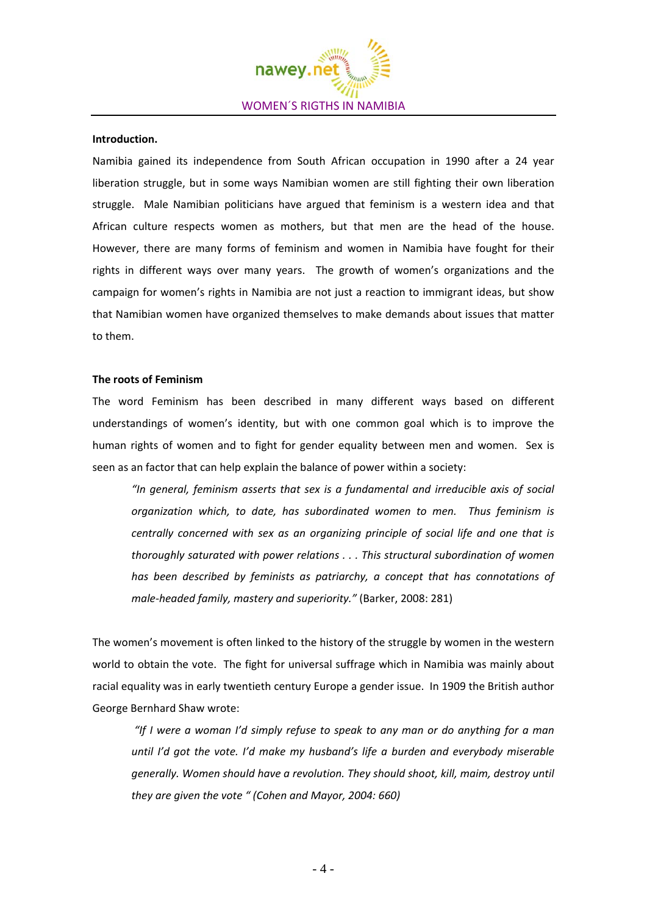**Introduction.**

Namibia gained its independence from South African occupation in 1990 after a 24 year liberation struggle, but in some ways Namibian women are still fighting their own liberation struggle. Male Namibian politicians have argued that feminism is a western idea and that African culture respects women as mothers, but that men are the head of the house. However, there are many forms of feminism and women in Namibia have fought for their rights in different ways over many years. The growth of women's organizations and the campaign for women's rights in Namibia are not just a reaction to immigrant ideas, but show that Namibian women have organized themselves to make demands about issues that matter to them.

**The roots of Feminism**

The word Feminism has been described in many different ways based on different understandings of women's identity, but with one common goal which is to improve the human rights of women and to fight for gender equality between men and women. Sex is seen as an factor that can help explain the balance of power within a society:

> *"In general, feminism asserts that sex is a fundamental and irreducible axis of social organization which, to date, has subordinated women to men. Thus feminism is centrally concerned with sex as an organizing principle of social life and one that is thoroughly saturated with power relations . . . This structural subordination of women has been described by feminists as patriarchy, a concept that has connotations of male-headed family, mastery and superiority."* (Barker, 2008: 281)

The women's movement is often linked to the history of the struggle by women in the western world to obtain the vote. The fight for universal suffrage which in Namibia was mainly about racial equality was in early twentieth century Europe a gender issue. In 1909 the British author George Bernhard Shaw wrote:

> *"If I were a woman I'd simply refuse to speak to any man or do anything for a man until I'd got the vote. I'd make my husband's life a burden and everybody miserable generally. Women should have a revolution. They should shoot, kill, maim, destroy until they are given the vote " (Cohen and Mayor, 2004: 660)*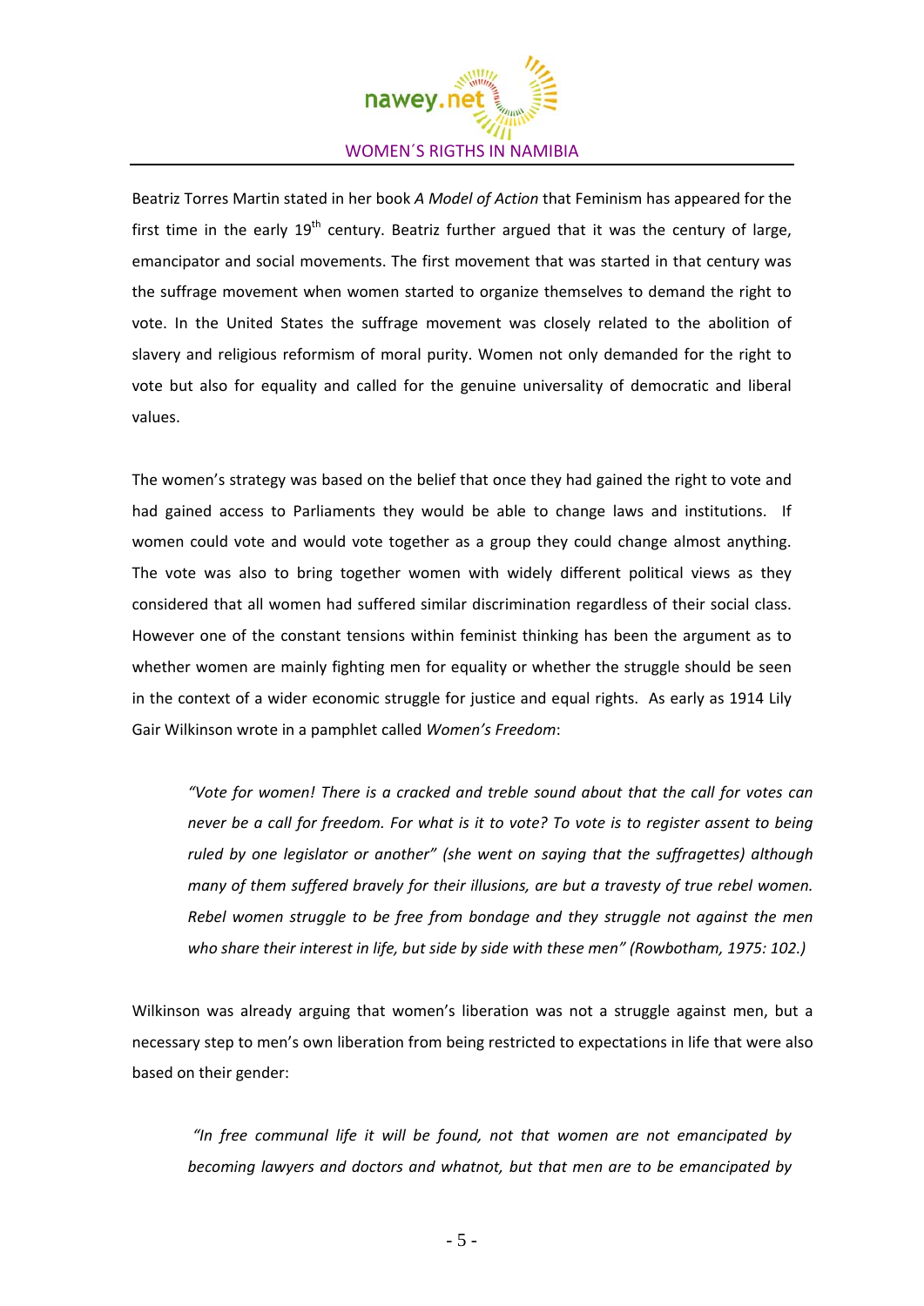Beatriz Torres Martin stated in her book *A Model of Action* that Feminism has appeared for the first time in the early 19th century. Beatriz further argued that it was the century of large, emancipator and social movements. The first movement that was started in that century was the suffrage movement when women started to organize themselves to demand the right to vote. In the United States the suffrage movement was closely related to the abolition of slavery and religious reformism of moral purity. Women not only demanded for the right to vote but also for equality and called for the genuine universality of democratic and liberal values.

The women's strategy was based on the belief that once they had gained the right to vote and had gained access to Parliaments they would be able to change laws and institutions. If women could vote and would vote together as a group they could change almost anything. The vote was also to bring together women with widely different political views as they considered that all women had suffered similar discrimination regardless of their social class. However one of the constant tensions within feminist thinking has been the argument as to whether women are mainly fighting men for equality or whether the struggle should be seen in the context of a wider economic struggle for justice and equal rights. As early as 1914 Lily Gair Wilkinson wrote in a pamphlet called *Women's Freedom*:

> *"Vote for women! There is a cracked and treble sound about that the call for votes can never be a call for freedom. For what is it to vote? To vote is to register assent to being ruled by one legislator or another" (she went on saying that the suffragettes) although many of them suffered bravely for their illusions, are but a travesty of true rebel women. Rebel women struggle to be free from bondage and they struggle not against the men who share their interest in life, but side by side with these men" (Rowbotham, 1975: 102.)*

Wilkinson was already arguing that women's liberation was not a struggle against men, but a necessary step to men's own liberation from being restricted to expectations in life that were also based on their gender:

> *"In free communal life it will be found, not that women are not emancipated by becoming lawyers and doctors and whatnot, but that men are to be emancipated by*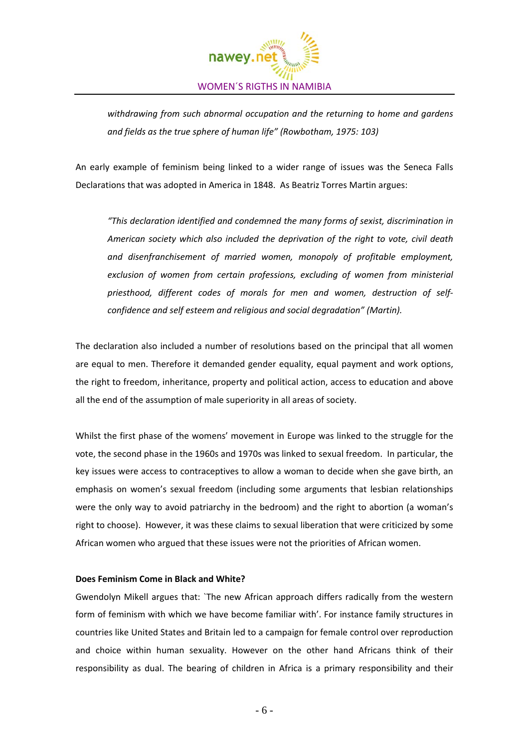*withdrawing from such abnormal occupation and the returning to home and gardens and fields as the true sphere of human life" (Rowbotham, 1975: 103)*

An early example of feminism being linked to a wider range of issues was the Seneca Falls Declarations that was adopted in America in 1848. As Beatriz Torres Martin argues:

> *"This declaration identified and condemned the many forms of sexist, discrimination in American society which also included the deprivation of the right to vote, civil death and disenfranchisement of married women, monopoly of profitable employment, exclusion of women from certain professions, excluding of women from ministerial priesthood, different codes of morals for men and women, destruction of self-confidence and self esteem and religious and social degradation" (Martin).*

The declaration also included a number of resolutions based on the principal that all women are equal to men. Therefore it demanded gender equality, equal payment and work options, the right to freedom, inheritance, property and political action, access to education and above all the end of the assumption of male superiority in all areas of society.

Whilst the first phase of the womens' movement in Europe was linked to the struggle for the vote, the second phase in the 1960s and 1970s was linked to sexual freedom. In particular, the key issues were access to contraceptives to allow a woman to decide when she gave birth, an emphasis on women's sexual freedom (including some arguments that lesbian relationships were the only way to avoid patriarchy in the bedroom) and the right to abortion (a woman's right to choose). However, it was these claims to sexual liberation that were criticized by some African women who argued that these issues were not the priorities of African women.

**Does Feminism Come in Black and White?**

Gwendolyn Mikell argues that: `The new African approach differs radically from the western form of feminism with which we have become familiar with'. For instance family structures in countries like United States and Britain led to a campaign for female control over reproduction and choice within human sexuality. However on the other hand Africans think of their responsibility as dual. The bearing of children in Africa is a primary responsibility and their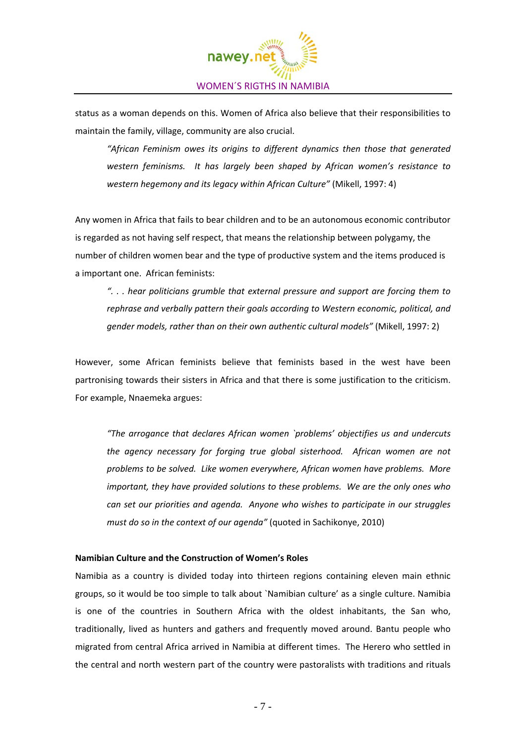status as a woman depends on this. Women of Africa also believe that their responsibilities to maintain the family, village, community are also crucial.

> *"African Feminism owes its origins to different dynamics then those that generated western feminisms. It has largely been shaped by African women's resistance to western hegemony and its legacy within African Culture"* (Mikell, 1997: 4)

Any women in Africa that fails to bear children and to be an autonomous economic contributor is regarded as not having self respect, that means the relationship between polygamy, the number of children women bear and the type of productive system and the items produced is a important one. African feminists:

> *". . . hear politicians grumble that external pressure and support are forcing them to rephrase and verbally pattern their goals according to Western economic, political, and gender models, rather than on their own authentic cultural models"* (Mikell, 1997: 2)

However, some African feminists believe that feminists based in the west have been partronising towards their sisters in Africa and that there is some justification to the criticism. For example, Nnaemeka argues:

> *"The arrogance that declares African women `problems' objectifies us and undercuts the agency necessary for forging true global sisterhood. African women are not problems to be solved. Like women everywhere, African women have problems. More important, they have provided solutions to these problems. We are the only ones who can set our priorities and agenda. Anyone who wishes to participate in our struggles must do so in the context of our agenda"* (quoted in Sachikonye, 2010)

**Namibian Culture and the Construction of Women's Roles**

Namibia as a country is divided today into thirteen regions containing eleven main ethnic groups, so it would be too simple to talk about `Namibian culture' as a single culture. Namibia is one of the countries in Southern Africa with the oldest inhabitants, the San who, traditionally, lived as hunters and gathers and frequently moved around. Bantu people who migrated from central Africa arrived in Namibia at different times. The Herero who settled in the central and north western part of the country were pastoralists with traditions and rituals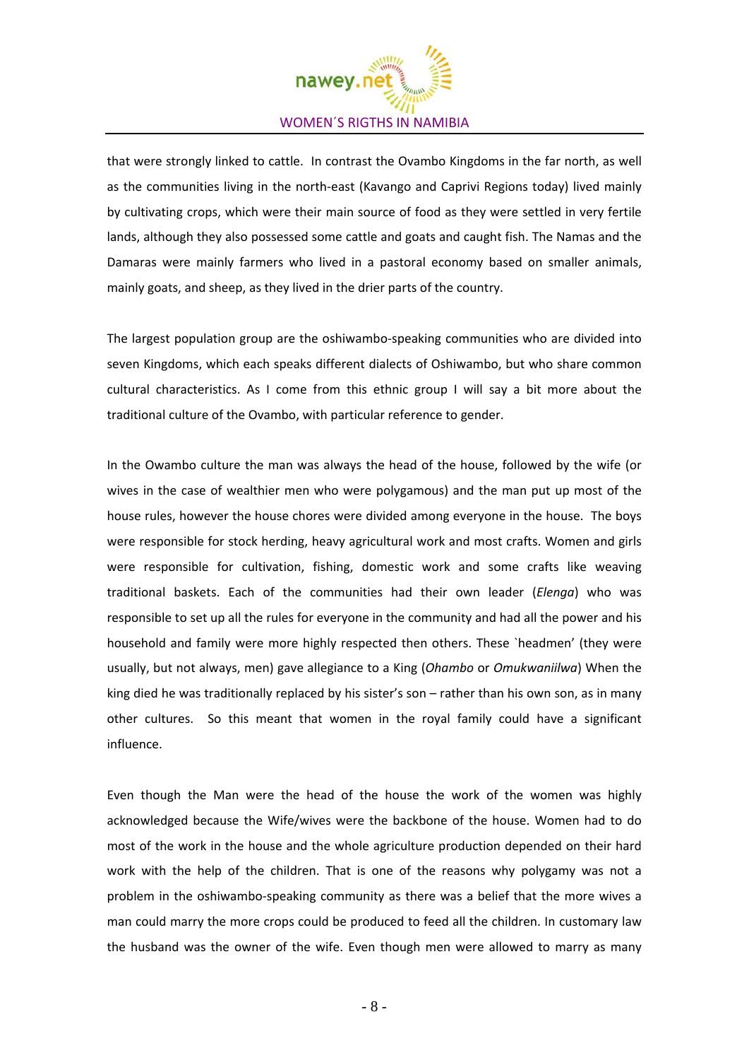that were strongly linked to cattle. In contrast the Ovambo Kingdoms in the far north, as well as the communities living in the north-east (Kavango and Caprivi Regions today) lived mainly by cultivating crops, which were their main source of food as they were settled in very fertile lands, although they also possessed some cattle and goats and caught fish. The Namas and the Damaras were mainly farmers who lived in a pastoral economy based on smaller animals, mainly goats, and sheep, as they lived in the drier parts of the country.

The largest population group are the oshiwambo-speaking communities who are divided into seven Kingdoms, which each speaks different dialects of Oshiwambo, but who share common cultural characteristics. As I come from this ethnic group I will say a bit more about the traditional culture of the Ovambo, with particular reference to gender.

In the Owambo culture the man was always the head of the house, followed by the wife (or wives in the case of wealthier men who were polygamous) and the man put up most of the house rules, however the house chores were divided among everyone in the house. The boys were responsible for stock herding, heavy agricultural work and most crafts. Women and girls were responsible for cultivation, fishing, domestic work and some crafts like weaving traditional baskets. Each of the communities had their own leader (*Elenga*) who was responsible to set up all the rules for everyone in the community and had all the power and his household and family were more highly respected then others. These `headmen' (they were usually, but not always, men) gave allegiance to a King (*Ohambo* or *Omukwaniilwa*) When the king died he was traditionally replaced by his sister's son – rather than his own son, as in many other cultures. So this meant that women in the royal family could have a significant influence.

Even though the Man were the head of the house the work of the women was highly acknowledged because the Wife/wives were the backbone of the house. Women had to do most of the work in the house and the whole agriculture production depended on their hard work with the help of the children. That is one of the reasons why polygamy was not a problem in the oshiwambo-speaking community as there was a belief that the more wives a man could marry the more crops could be produced to feed all the children. In customary law the husband was the owner of the wife. Even though men were allowed to marry as many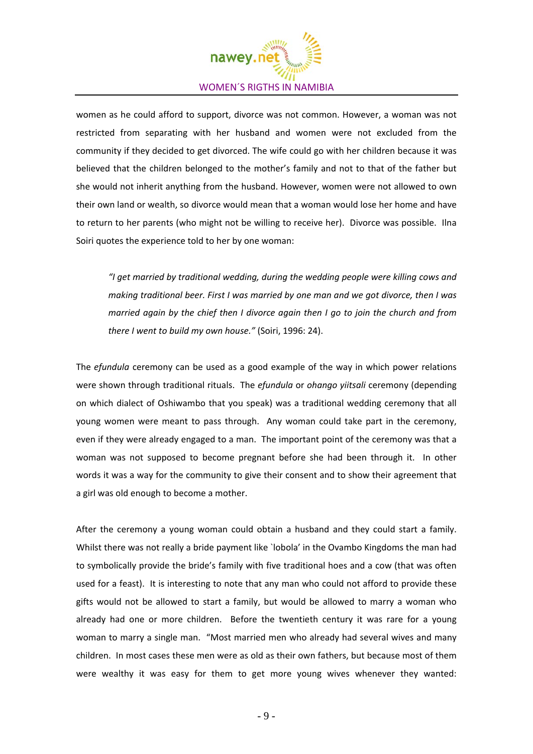women as he could afford to support, divorce was not common. However, a woman was not restricted from separating with her husband and women were not excluded from the community if they decided to get divorced. The wife could go with her children because it was believed that the children belonged to the mother's family and not to that of the father but she would not inherit anything from the husband. However, women were not allowed to own their own land or wealth, so divorce would mean that a woman would lose her home and have to return to her parents (who might not be willing to receive her). Divorce was possible. Ilna Soiri quotes the experience told to her by one woman:

> *"I get married by traditional wedding, during the wedding people were killing cows and making traditional beer. First I was married by one man and we got divorce, then I was married again by the chief then I divorce again then I go to join the church and from there I went to build my own house."* (Soiri, 1996: 24).

The *efundula* ceremony can be used as a good example of the way in which power relations were shown through traditional rituals. The *efundula* or *ohango yiitsali* ceremony (depending on which dialect of Oshiwambo that you speak) was a traditional wedding ceremony that all young women were meant to pass through. Any woman could take part in the ceremony, even if they were already engaged to a man. The important point of the ceremony was that a woman was not supposed to become pregnant before she had been through it. In other words it was a way for the community to give their consent and to show their agreement that a girl was old enough to become a mother.

After the ceremony a young woman could obtain a husband and they could start a family. Whilst there was not really a bride payment like `lobola' in the Ovambo Kingdoms the man had to symbolically provide the bride's family with five traditional hoes and a cow (that was often used for a feast). It is interesting to note that any man who could not afford to provide these gifts would not be allowed to start a family, but would be allowed to marry a woman who already had one or more children. Before the twentieth century it was rare for a young woman to marry a single man. "Most married men who already had several wives and many children. In most cases these men were as old as their own fathers, but because most of them were wealthy it was easy for them to get more young wives whenever they wanted: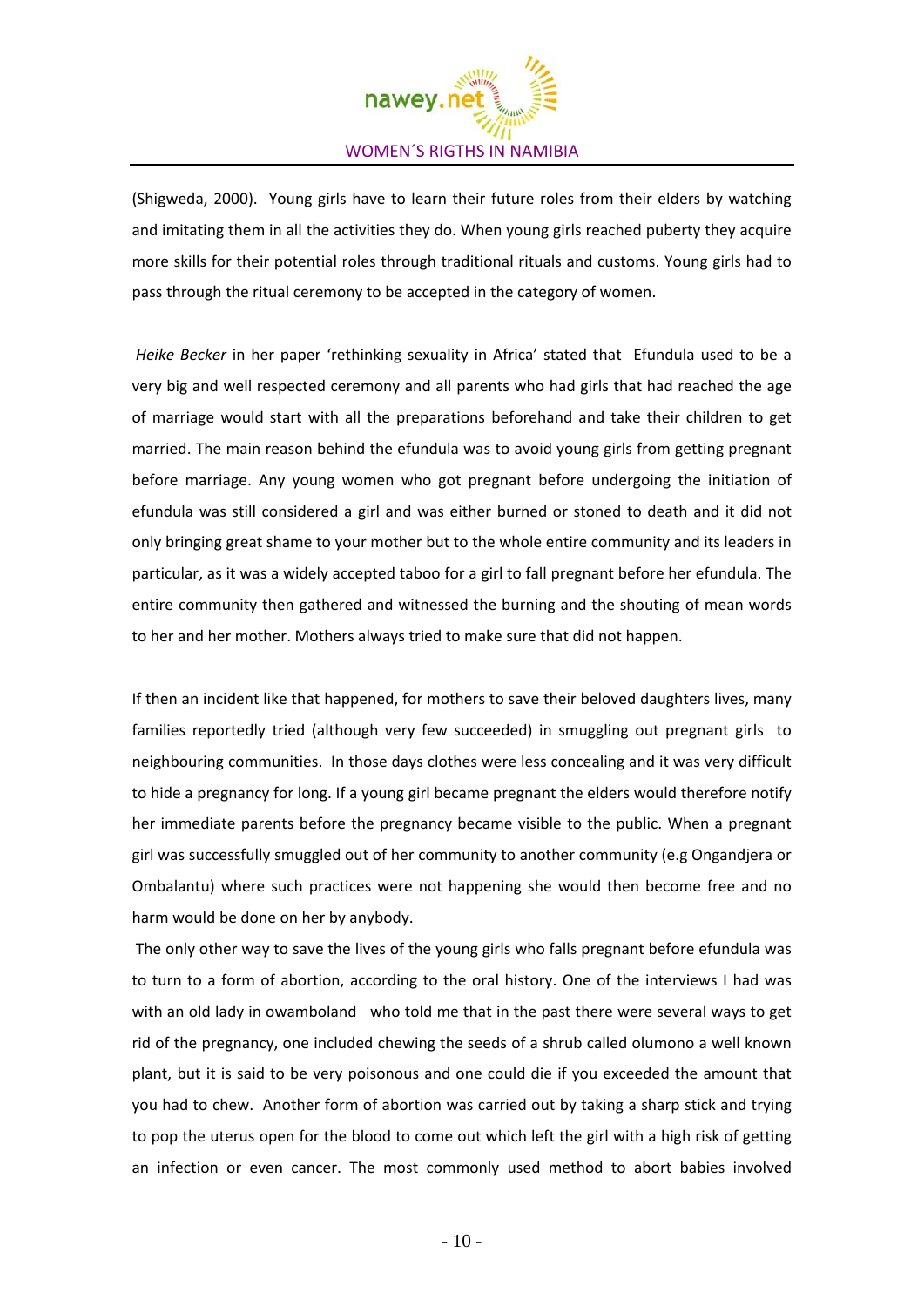(Shigweda, 2000). Young girls have to learn their future roles from their elders by watching and imitating them in all the activities they do. When young girls reached puberty they acquire more skills for their potential roles through traditional rituals and customs. Young girls had to pass through the ritual ceremony to be accepted in the category of women.

*Heike Becker* in her paper 'rethinking sexuality in Africa' stated that Efundula used to be a very big and well respected ceremony and all parents who had girls that had reached the age of marriage would start with all the preparations beforehand and take their children to get married. The main reason behind the efundula was to avoid young girls from getting pregnant before marriage. Any young women who got pregnant before undergoing the initiation of efundula was still considered a girl and was either burned or stoned to death and it did not only bringing great shame to your mother but to the whole entire community and its leaders in particular, as it was a widely accepted taboo for a girl to fall pregnant before her efundula. The entire community then gathered and witnessed the burning and the shouting of mean words to her and her mother. Mothers always tried to make sure that did not happen.

If then an incident like that happened, for mothers to save their beloved daughters lives, many families reportedly tried (although very few succeeded) in smuggling out pregnant girls to neighbouring communities. In those days clothes were less concealing and it was very difficult to hide a pregnancy for long. If a young girl became pregnant the elders would therefore notify her immediate parents before the pregnancy became visible to the public. When a pregnant girl was successfully smuggled out of her community to another community (e.g Ongandjera or Ombalantu) where such practices were not happening she would then become free and no harm would be done on her by anybody.

The only other way to save the lives of the young girls who falls pregnant before efundula was to turn to a form of abortion, according to the oral history. One of the interviews I had was with an old lady in owamboland who told me that in the past there were several ways to get rid of the pregnancy, one included chewing the seeds of a shrub called olumono a well known plant, but it is said to be very poisonous and one could die if you exceeded the amount that you had to chew. Another form of abortion was carried out by taking a sharp stick and trying to pop the uterus open for the blood to come out which left the girl with a high risk of getting an infection or even cancer. The most commonly used method to abort babies involved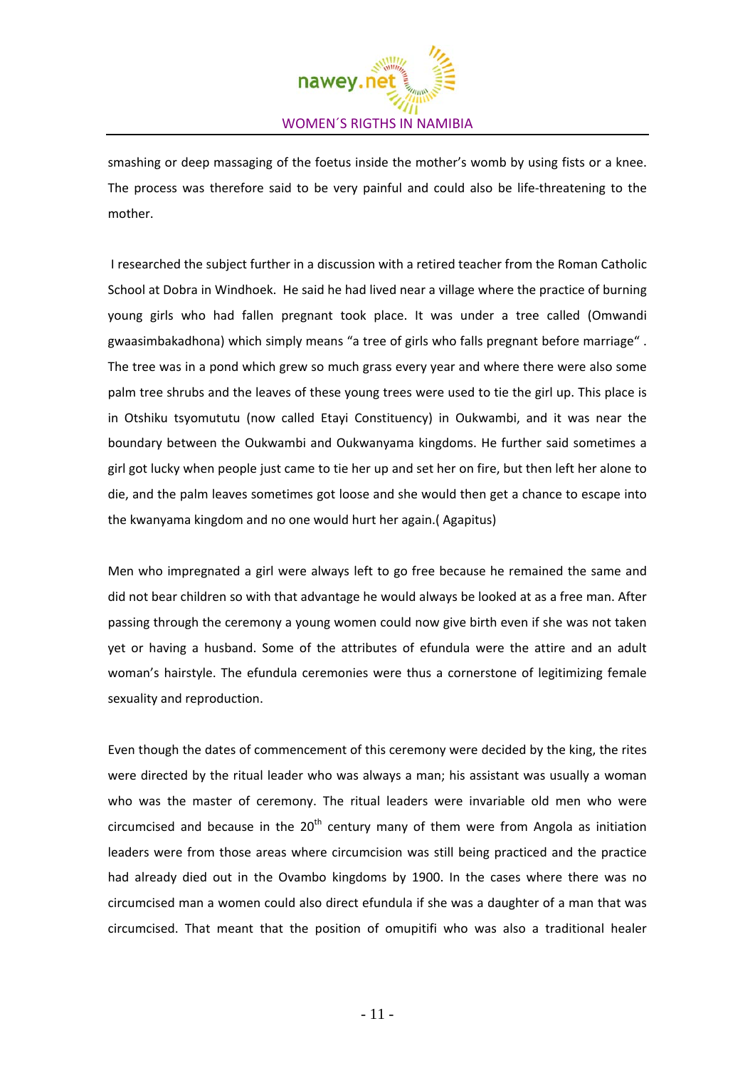smashing or deep massaging of the foetus inside the mother's womb by using fists or a knee. The process was therefore said to be very painful and could also be life-threatening to the mother.

I researched the subject further in a discussion with a retired teacher from the Roman Catholic School at Dobra in Windhoek. He said he had lived near a village where the practice of burning young girls who had fallen pregnant took place. It was under a tree called (Omwandi gwaasimbakadhona) which simply means "a tree of girls who falls pregnant before marriage". The tree was in a pond which grew so much grass every year and where there were also some palm tree shrubs and the leaves of these young trees were used to tie the girl up. This place is in Otshiku tsyomututu (now called Etayi Constituency) in Oukwambi, and it was near the boundary between the Oukwambi and Oukwanyama kingdoms. He further said sometimes a girl got lucky when people just came to tie her up and set her on fire, but then left her alone to die, and the palm leaves sometimes got loose and she would then get a chance to escape into the kwanyama kingdom and no one would hurt her again.( Agapitus)

Men who impregnated a girl were always left to go free because he remained the same and did not bear children so with that advantage he would always be looked at as a free man. After passing through the ceremony a young women could now give birth even if she was not taken yet or having a husband. Some of the attributes of efundula were the attire and an adult woman's hairstyle. The efundula ceremonies were thus a cornerstone of legitimizing female sexuality and reproduction.

Even though the dates of commencement of this ceremony were decided by the king, the rites were directed by the ritual leader who was always a man; his assistant was usually a woman who was the master of ceremony. The ritual leaders were invariable old men who were circumcised and because in the 20th century many of them were from Angola as initiation leaders were from those areas where circumcision was still being practiced and the practice had already died out in the Ovambo kingdoms by 1900. In the cases where there was no circumcised man a women could also direct efundula if she was a daughter of a man that was circumcised. That meant that the position of omupitifi who was also a traditional healer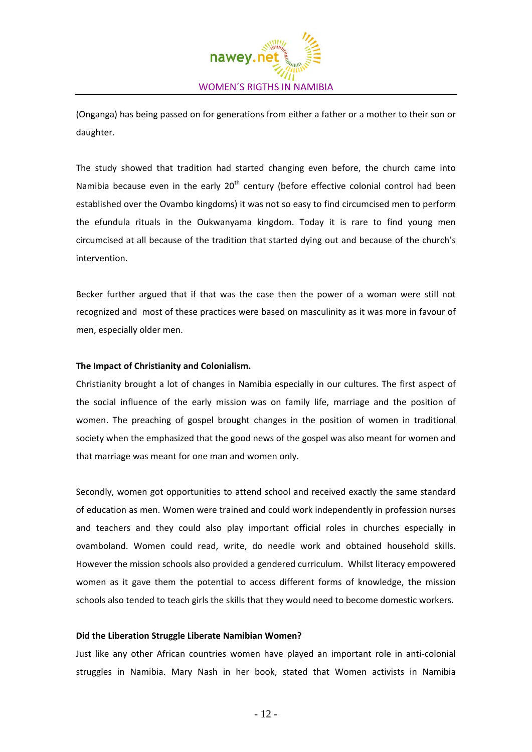(Onganga) has being passed on for generations from either a father or a mother to their son or daughter.

The study showed that tradition had started changing even before, the church came into Namibia because even in the early 20th century (before effective colonial control had been established over the Ovambo kingdoms) it was not so easy to find circumcised men to perform the efundula rituals in the Oukwanyama kingdom. Today it is rare to find young men circumcised at all because of the tradition that started dying out and because of the church's intervention.

Becker further argued that if that was the case then the power of a woman were still not recognized and most of these practices were based on masculinity as it was more in favour of men, especially older men.

**The Impact of Christianity and Colonialism.**

Christianity brought a lot of changes in Namibia especially in our cultures. The first aspect of the social influence of the early mission was on family life, marriage and the position of women. The preaching of gospel brought changes in the position of women in traditional society when the emphasized that the good news of the gospel was also meant for women and that marriage was meant for one man and women only.

Secondly, women got opportunities to attend school and received exactly the same standard of education as men. Women were trained and could work independently in profession nurses and teachers and they could also play important official roles in churches especially in ovamboland. Women could read, write, do needle work and obtained household skills. However the mission schools also provided a gendered curriculum. Whilst literacy empowered women as it gave them the potential to access different forms of knowledge, the mission schools also tended to teach girls the skills that they would need to become domestic workers.

**Did the Liberation Struggle Liberate Namibian Women?**

Just like any other African countries women have played an important role in anti-colonial struggles in Namibia. Mary Nash in her book, stated that Women activists in Namibia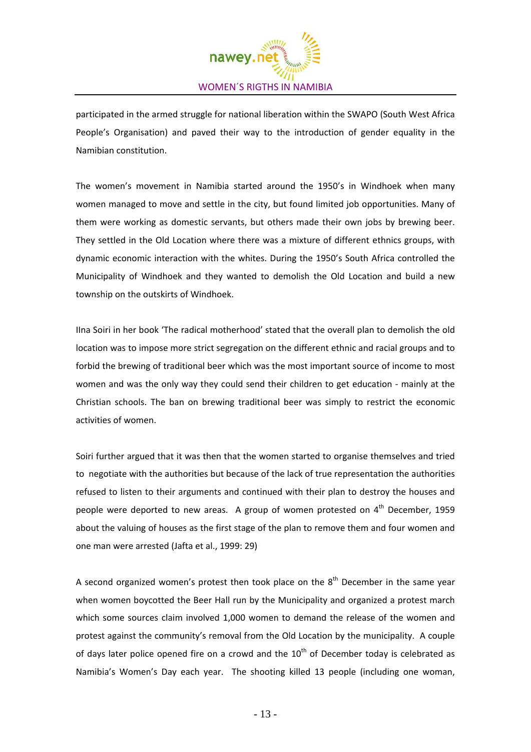participated in the armed struggle for national liberation within the SWAPO (South West Africa People's Organisation) and paved their way to the introduction of gender equality in the Namibian constitution.

The women's movement in Namibia started around the 1950's in Windhoek when many women managed to move and settle in the city, but found limited job opportunities. Many of them were working as domestic servants, but others made their own jobs by brewing beer. They settled in the Old Location where there was a mixture of different ethnics groups, with dynamic economic interaction with the whites. During the 1950's South Africa controlled the Municipality of Windhoek and they wanted to demolish the Old Location and build a new township on the outskirts of Windhoek.

IIna Soiri in her book 'The radical motherhood' stated that the overall plan to demolish the old location was to impose more strict segregation on the different ethnic and racial groups and to forbid the brewing of traditional beer which was the most important source of income to most women and was the only way they could send their children to get education - mainly at the Christian schools. The ban on brewing traditional beer was simply to restrict the economic activities of women.

Soiri further argued that it was then that the women started to organise themselves and tried to negotiate with the authorities but because of the lack of true representation the authorities refused to listen to their arguments and continued with their plan to destroy the houses and people were deported to new areas. A group of women protested on 4th December, 1959 about the valuing of houses as the first stage of the plan to remove them and four women and one man were arrested (Jafta et al., 1999: 29)

A second organized women's protest then took place on the 8th December in the same year when women boycotted the Beer Hall run by the Municipality and organized a protest march which some sources claim involved 1,000 women to demand the release of the women and protest against the community's removal from the Old Location by the municipality. A couple of days later police opened fire on a crowd and the 10th of December today is celebrated as Namibia's Women's Day each year. The shooting killed 13 people (including one woman,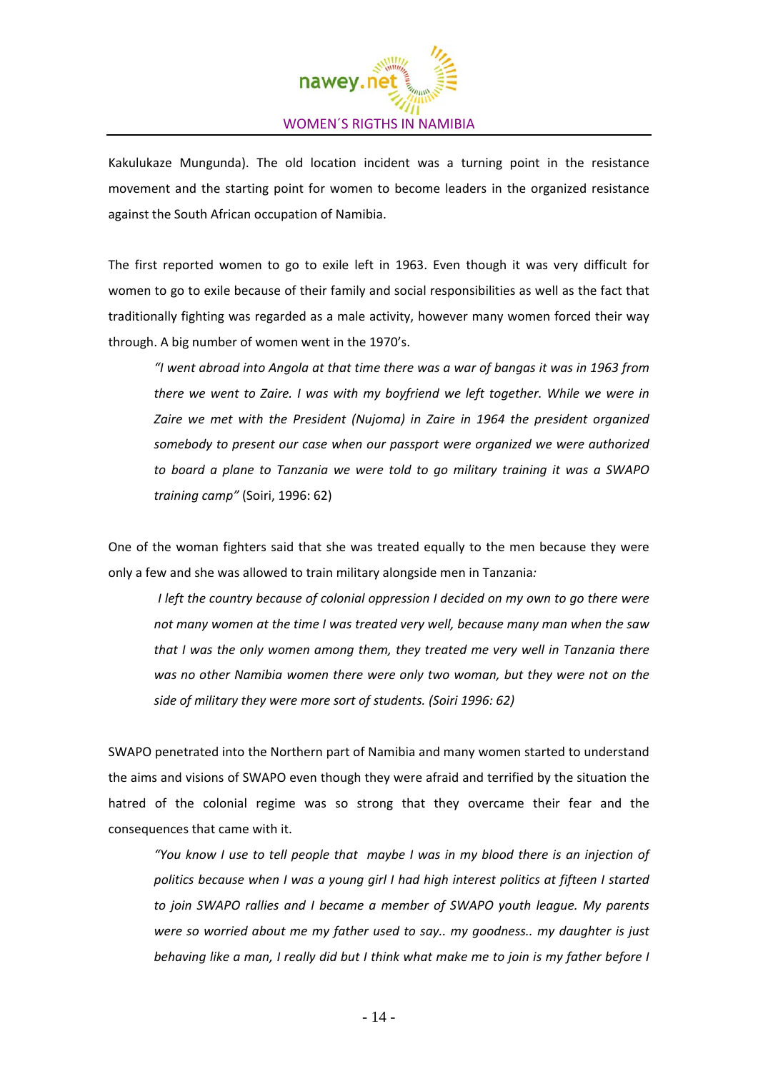Kakulukaze Mungunda). The old location incident was a turning point in the resistance movement and the starting point for women to become leaders in the organized resistance against the South African occupation of Namibia.

The first reported women to go to exile left in 1963. Even though it was very difficult for women to go to exile because of their family and social responsibilities as well as the fact that traditionally fighting was regarded as a male activity, however many women forced their way through. A big number of women went in the 1970's.

> *"I went abroad into Angola at that time there was a war of bangas it was in 1963 from there we went to Zaire. I was with my boyfriend we left together. While we were in Zaire we met with the President (Nujoma) in Zaire in 1964 the president organized somebody to present our case when our passport were organized we were authorized to board a plane to Tanzania we were told to go military training it was a SWAPO training camp"* (Soiri, 1996: 62)

One of the woman fighters said that she was treated equally to the men because they were only a few and she was allowed to train military alongside men in Tanzania*:*

> *I left the country because of colonial oppression I decided on my own to go there were not many women at the time I was treated very well, because many man when the saw that I was the only women among them, they treated me very well in Tanzania there was no other Namibia women there were only two woman, but they were not on the side of military they were more sort of students. (Soiri 1996: 62)*

SWAPO penetrated into the Northern part of Namibia and many women started to understand the aims and visions of SWAPO even though they were afraid and terrified by the situation the hatred of the colonial regime was so strong that they overcame their fear and the consequences that came with it.

> *"You know I use to tell people that maybe I was in my blood there is an injection of politics because when I was a young girl I had high interest politics at fifteen I started to join SWAPO rallies and I became a member of SWAPO youth league. My parents were so worried about me my father used to say.. my goodness.. my daughter is just behaving like a man, I really did but I think what make me to join is my father before I*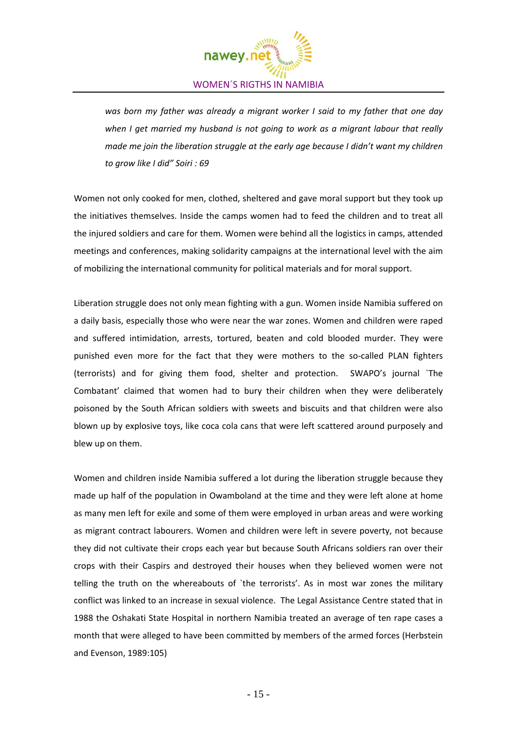*was born my father was already a migrant worker I said to my father that one day when I get married my husband is not going to work as a migrant labour that really made me join the liberation struggle at the early age because I didn't want my children to grow like I did" Soiri : 69*

Women not only cooked for men, clothed, sheltered and gave moral support but they took up the initiatives themselves. Inside the camps women had to feed the children and to treat all the injured soldiers and care for them. Women were behind all the logistics in camps, attended meetings and conferences, making solidarity campaigns at the international level with the aim of mobilizing the international community for political materials and for moral support.

Liberation struggle does not only mean fighting with a gun. Women inside Namibia suffered on a daily basis, especially those who were near the war zones. Women and children were raped and suffered intimidation, arrests, tortured, beaten and cold blooded murder. They were punished even more for the fact that they were mothers to the so-called PLAN fighters (terrorists) and for giving them food, shelter and protection. SWAPO's journal `The Combatant' claimed that women had to bury their children when they were deliberately poisoned by the South African soldiers with sweets and biscuits and that children were also blown up by explosive toys, like coca cola cans that were left scattered around purposely and blew up on them.

Women and children inside Namibia suffered a lot during the liberation struggle because they made up half of the population in Owamboland at the time and they were left alone at home as many men left for exile and some of them were employed in urban areas and were working as migrant contract labourers. Women and children were left in severe poverty, not because they did not cultivate their crops each year but because South Africans soldiers ran over their crops with their Caspirs and destroyed their houses when they believed women were not telling the truth on the whereabouts of `the terrorists'. As in most war zones the military conflict was linked to an increase in sexual violence. The Legal Assistance Centre stated that in 1988 the Oshakati State Hospital in northern Namibia treated an average of ten rape cases a month that were alleged to have been committed by members of the armed forces (Herbstein and Evenson, 1989:105)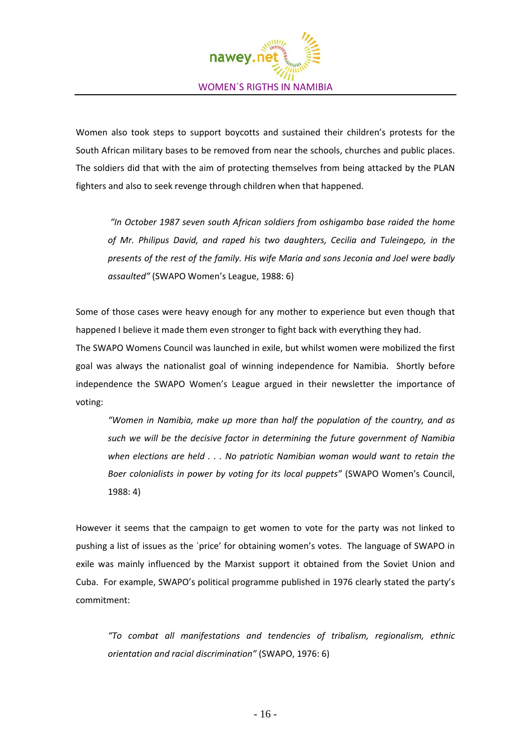Women also took steps to support boycotts and sustained their children's protests for the South African military bases to be removed from near the schools, churches and public places. The soldiers did that with the aim of protecting themselves from being attacked by the PLAN fighters and also to seek revenge through children when that happened.

> *"In October 1987 seven south African soldiers from oshigambo base raided the home of Mr. Philipus David, and raped his two daughters, Cecilia and Tuleingepo, in the presents of the rest of the family. His wife Maria and sons Jeconia and Joel were badly assaulted"* (SWAPO Women's League, 1988: 6)

Some of those cases were heavy enough for any mother to experience but even though that happened I believe it made them even stronger to fight back with everything they had.
The SWAPO Womens Council was launched in exile, but whilst women were mobilized the first goal was always the nationalist goal of winning independence for Namibia. Shortly before independence the SWAPO Women's League argued in their newsletter the importance of voting:

> *"Women in Namibia, make up more than half the population of the country, and as such we will be the decisive factor in determining the future government of Namibia when elections are held . . . No patriotic Namibian woman would want to retain the Boer colonialists in power by voting for its local puppets"* (SWAPO Women's Council, 1988: 4)

However it seems that the campaign to get women to vote for the party was not linked to pushing a list of issues as the `price' for obtaining women's votes. The language of SWAPO in exile was mainly influenced by the Marxist support it obtained from the Soviet Union and Cuba. For example, SWAPO's political programme published in 1976 clearly stated the party's commitment:

> *"To combat all manifestations and tendencies of tribalism, regionalism, ethnic orientation and racial discrimination"* (SWAPO, 1976: 6)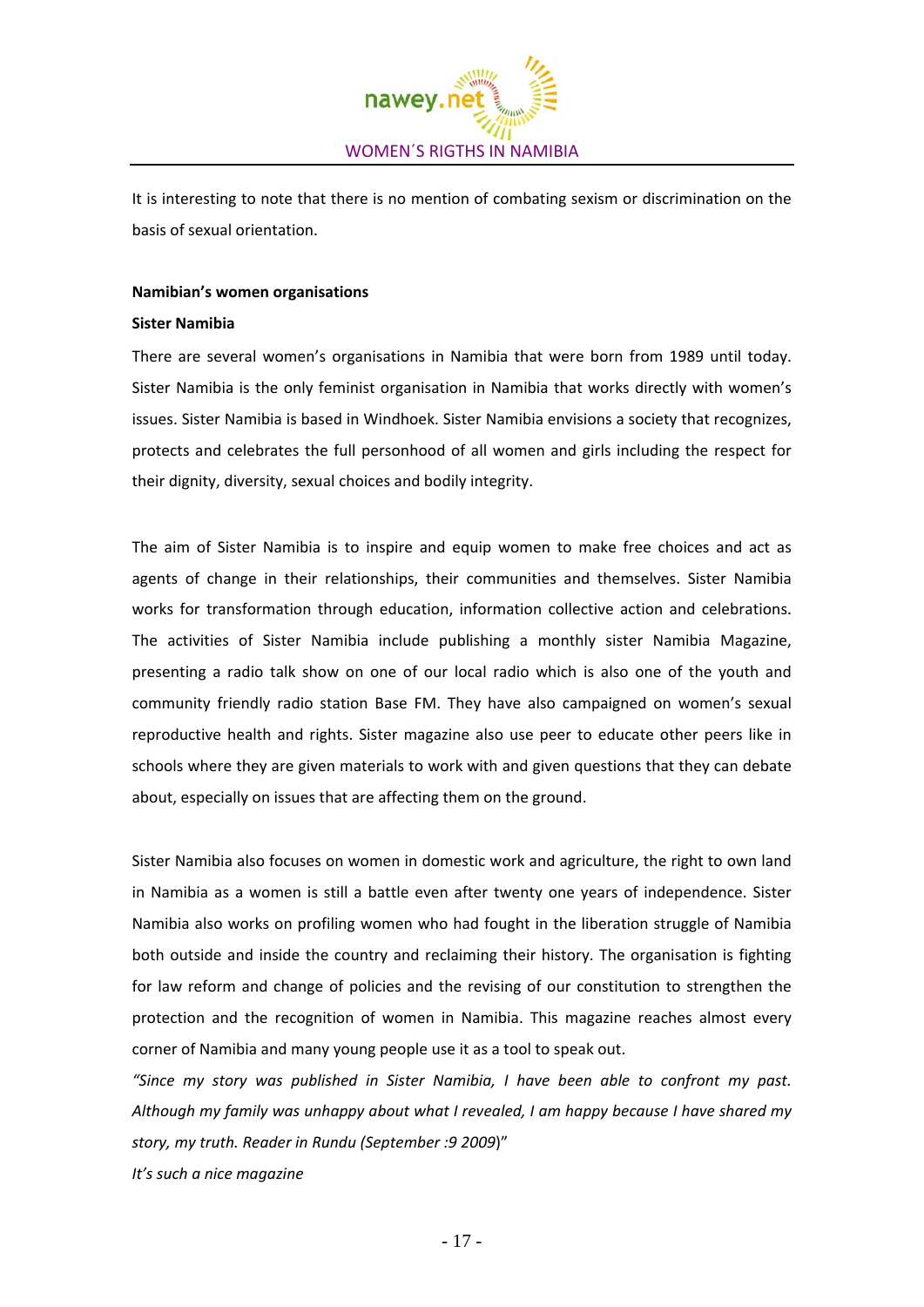It is interesting to note that there is no mention of combating sexism or discrimination on the basis of sexual orientation.

**Namibian's women organisations**

**Sister Namibia**

There are several women's organisations in Namibia that were born from 1989 until today. Sister Namibia is the only feminist organisation in Namibia that works directly with women's issues. Sister Namibia is based in Windhoek. Sister Namibia envisions a society that recognizes, protects and celebrates the full personhood of all women and girls including the respect for their dignity, diversity, sexual choices and bodily integrity.

The aim of Sister Namibia is to inspire and equip women to make free choices and act as agents of change in their relationships, their communities and themselves. Sister Namibia works for transformation through education, information collective action and celebrations. The activities of Sister Namibia include publishing a monthly sister Namibia Magazine, presenting a radio talk show on one of our local radio which is also one of the youth and community friendly radio station Base FM. They have also campaigned on women's sexual reproductive health and rights. Sister magazine also use peer to educate other peers like in schools where they are given materials to work with and given questions that they can debate about, especially on issues that are affecting them on the ground.

Sister Namibia also focuses on women in domestic work and agriculture, the right to own land in Namibia as a women is still a battle even after twenty one years of independence. Sister Namibia also works on profiling women who had fought in the liberation struggle of Namibia both outside and inside the country and reclaiming their history. The organisation is fighting for law reform and change of policies and the revising of our constitution to strengthen the protection and the recognition of women in Namibia. This magazine reaches almost every corner of Namibia and many young people use it as a tool to speak out.

*"Since my story was published in Sister Namibia, I have been able to confront my past. Although my family was unhappy about what I revealed, I am happy because I have shared my story, my truth. Reader in Rundu (September :9 2009)"*

*It's such a nice magazine*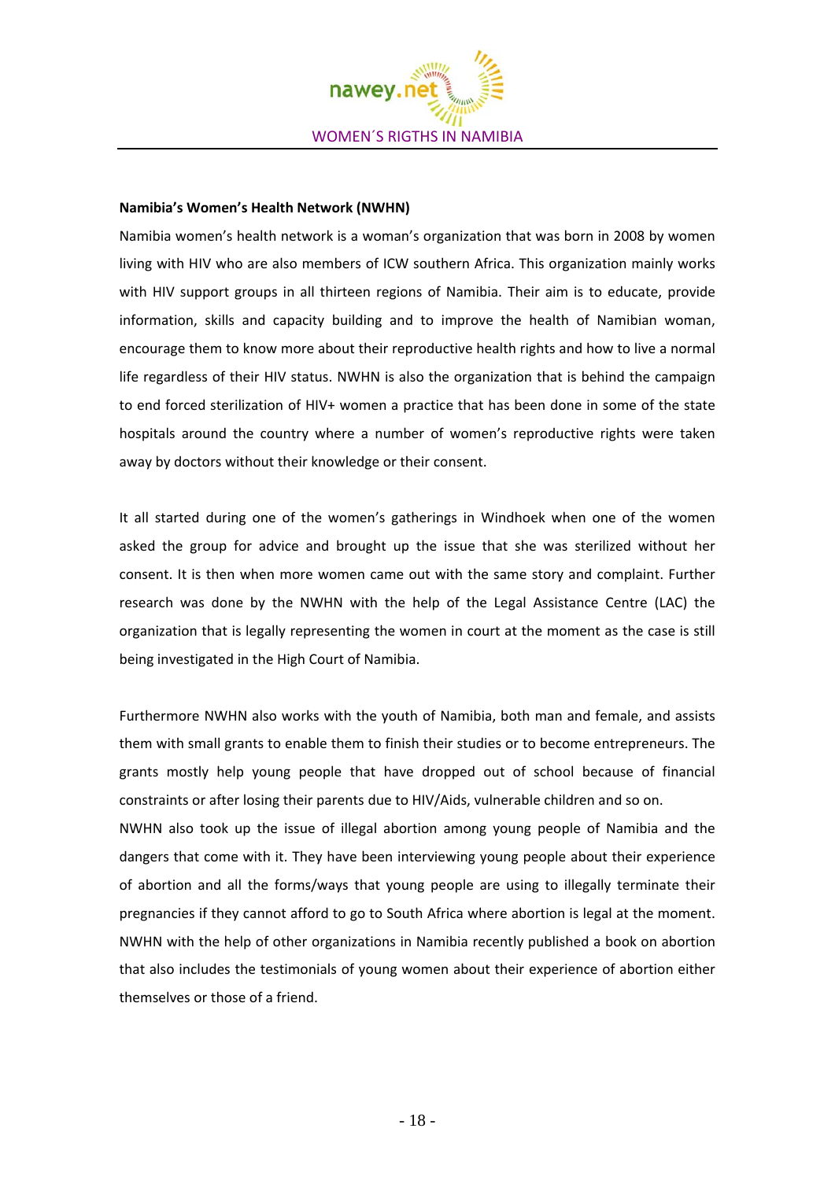**Namibia's Women's Health Network (NWHN)**

Namibia women's health network is a woman's organization that was born in 2008 by women living with HIV who are also members of ICW southern Africa. This organization mainly works with HIV support groups in all thirteen regions of Namibia. Their aim is to educate, provide information, skills and capacity building and to improve the health of Namibian woman, encourage them to know more about their reproductive health rights and how to live a normal life regardless of their HIV status. NWHN is also the organization that is behind the campaign to end forced sterilization of HIV+ women a practice that has been done in some of the state hospitals around the country where a number of women's reproductive rights were taken away by doctors without their knowledge or their consent.

It all started during one of the women's gatherings in Windhoek when one of the women asked the group for advice and brought up the issue that she was sterilized without her consent. It is then when more women came out with the same story and complaint. Further research was done by the NWHN with the help of the Legal Assistance Centre (LAC) the organization that is legally representing the women in court at the moment as the case is still being investigated in the High Court of Namibia.

Furthermore NWHN also works with the youth of Namibia, both man and female, and assists them with small grants to enable them to finish their studies or to become entrepreneurs. The grants mostly help young people that have dropped out of school because of financial constraints or after losing their parents due to HIV/Aids, vulnerable children and so on.

NWHN also took up the issue of illegal abortion among young people of Namibia and the dangers that come with it. They have been interviewing young people about their experience of abortion and all the forms/ways that young people are using to illegally terminate their pregnancies if they cannot afford to go to South Africa where abortion is legal at the moment. NWHN with the help of other organizations in Namibia recently published a book on abortion that also includes the testimonials of young women about their experience of abortion either themselves or those of a friend.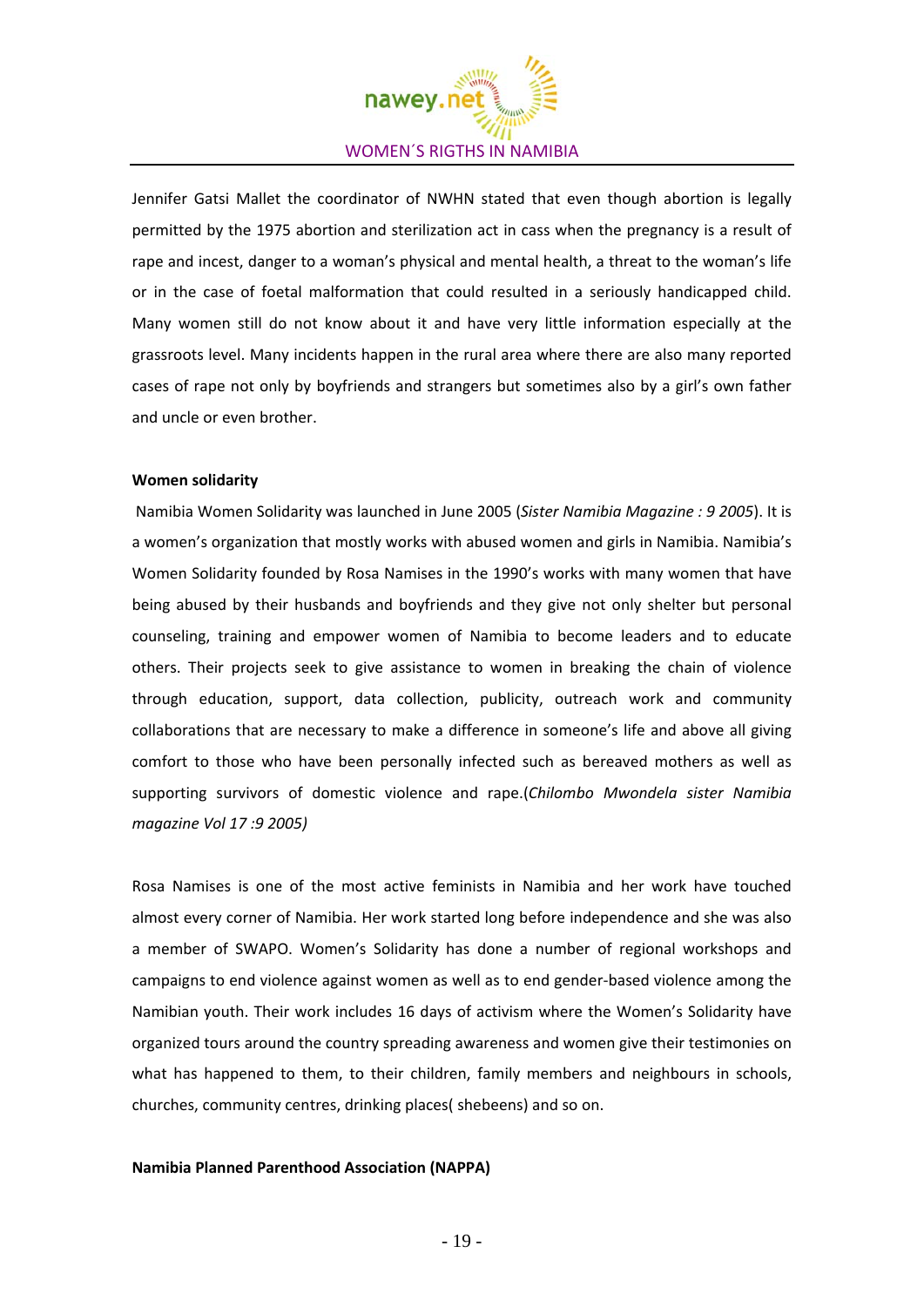Jennifer Gatsi Mallet the coordinator of NWHN stated that even though abortion is legally permitted by the 1975 abortion and sterilization act in cass when the pregnancy is a result of rape and incest, danger to a woman's physical and mental health, a threat to the woman's life or in the case of foetal malformation that could resulted in a seriously handicapped child. Many women still do not know about it and have very little information especially at the grassroots level. Many incidents happen in the rural area where there are also many reported cases of rape not only by boyfriends and strangers but sometimes also by a girl's own father and uncle or even brother.

**Women solidarity**

Namibia Women Solidarity was launched in June 2005 (*Sister Namibia Magazine : 9 2005*). It is a women's organization that mostly works with abused women and girls in Namibia. Namibia's Women Solidarity founded by Rosa Namises in the 1990's works with many women that have being abused by their husbands and boyfriends and they give not only shelter but personal counseling, training and empower women of Namibia to become leaders and to educate others. Their projects seek to give assistance to women in breaking the chain of violence through education, support, data collection, publicity, outreach work and community collaborations that are necessary to make a difference in someone's life and above all giving comfort to those who have been personally infected such as bereaved mothers as well as supporting survivors of domestic violence and rape.(*Chilombo Mwondela sister Namibia magazine Vol 17 :9 2005)*

Rosa Namises is one of the most active feminists in Namibia and her work have touched almost every corner of Namibia. Her work started long before independence and she was also a member of SWAPO. Women's Solidarity has done a number of regional workshops and campaigns to end violence against women as well as to end gender-based violence among the Namibian youth. Their work includes 16 days of activism where the Women's Solidarity have organized tours around the country spreading awareness and women give their testimonies on what has happened to them, to their children, family members and neighbours in schools, churches, community centres, drinking places( shebeens) and so on.

**Namibia Planned Parenthood Association (NAPPA)**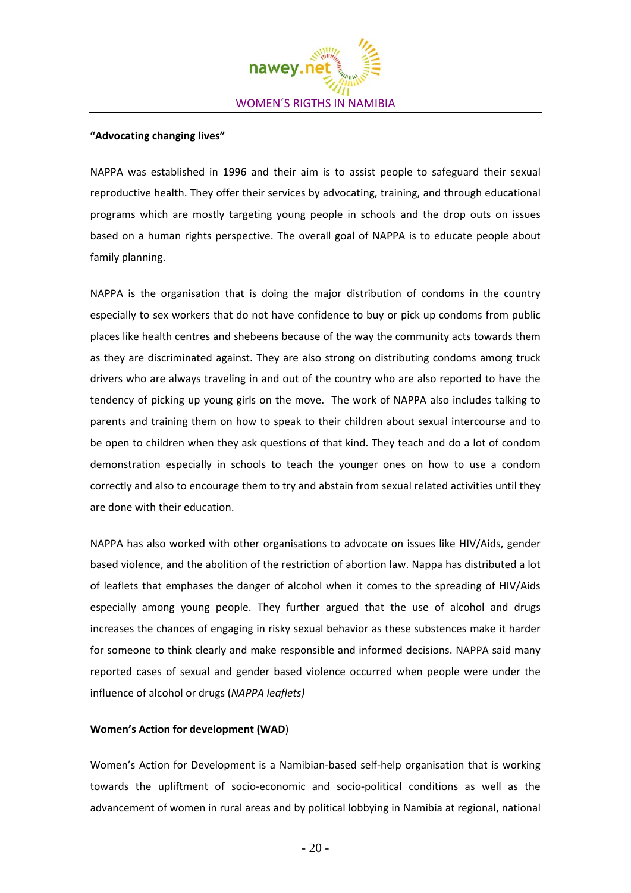**"Advocating changing lives"**

NAPPA was established in 1996 and their aim is to assist people to safeguard their sexual reproductive health. They offer their services by advocating, training, and through educational programs which are mostly targeting young people in schools and the drop outs on issues based on a human rights perspective. The overall goal of NAPPA is to educate people about family planning.

NAPPA is the organisation that is doing the major distribution of condoms in the country especially to sex workers that do not have confidence to buy or pick up condoms from public places like health centres and shebeens because of the way the community acts towards them as they are discriminated against. They are also strong on distributing condoms among truck drivers who are always traveling in and out of the country who are also reported to have the tendency of picking up young girls on the move. The work of NAPPA also includes talking to parents and training them on how to speak to their children about sexual intercourse and to be open to children when they ask questions of that kind. They teach and do a lot of condom demonstration especially in schools to teach the younger ones on how to use a condom correctly and also to encourage them to try and abstain from sexual related activities until they are done with their education.

NAPPA has also worked with other organisations to advocate on issues like HIV/Aids, gender based violence, and the abolition of the restriction of abortion law. Nappa has distributed a lot of leaflets that emphases the danger of alcohol when it comes to the spreading of HIV/Aids especially among young people. They further argued that the use of alcohol and drugs increases the chances of engaging in risky sexual behavior as these substences make it harder for someone to think clearly and make responsible and informed decisions. NAPPA said many reported cases of sexual and gender based violence occurred when people were under the influence of alcohol or drugs (*NAPPA leaflets)*

**Women's Action for development (WAD**)

Women's Action for Development is a Namibian-based self-help organisation that is working towards the upliftment of socio-economic and socio-political conditions as well as the advancement of women in rural areas and by political lobbying in Namibia at regional, national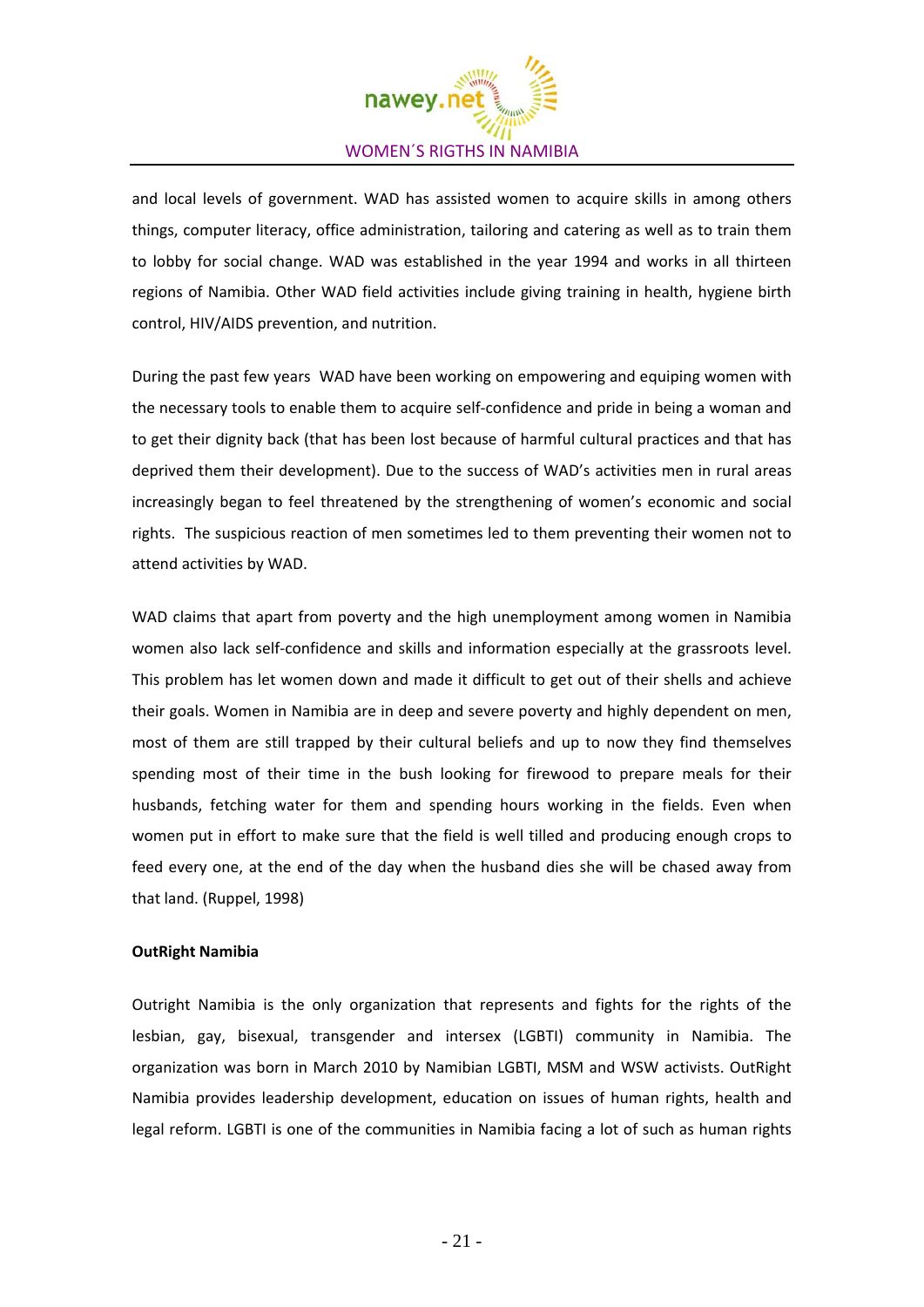and local levels of government. WAD has assisted women to acquire skills in among others things, computer literacy, office administration, tailoring and catering as well as to train them to lobby for social change. WAD was established in the year 1994 and works in all thirteen regions of Namibia. Other WAD field activities include giving training in health, hygiene birth control, HIV/AIDS prevention, and nutrition.

During the past few years WAD have been working on empowering and equiping women with the necessary tools to enable them to acquire self-confidence and pride in being a woman and to get their dignity back (that has been lost because of harmful cultural practices and that has deprived them their development). Due to the success of WAD's activities men in rural areas increasingly began to feel threatened by the strengthening of women's economic and social rights. The suspicious reaction of men sometimes led to them preventing their women not to attend activities by WAD.

WAD claims that apart from poverty and the high unemployment among women in Namibia women also lack self-confidence and skills and information especially at the grassroots level. This problem has let women down and made it difficult to get out of their shells and achieve their goals. Women in Namibia are in deep and severe poverty and highly dependent on men, most of them are still trapped by their cultural beliefs and up to now they find themselves spending most of their time in the bush looking for firewood to prepare meals for their husbands, fetching water for them and spending hours working in the fields. Even when women put in effort to make sure that the field is well tilled and producing enough crops to feed every one, at the end of the day when the husband dies she will be chased away from that land. (Ruppel, 1998)

**OutRight Namibia**

Outright Namibia is the only organization that represents and fights for the rights of the lesbian, gay, bisexual, transgender and intersex (LGBTI) community in Namibia. The organization was born in March 2010 by Namibian LGBTI, MSM and WSW activists. OutRight Namibia provides leadership development, education on issues of human rights, health and legal reform. LGBTI is one of the communities in Namibia facing a lot of such as human rights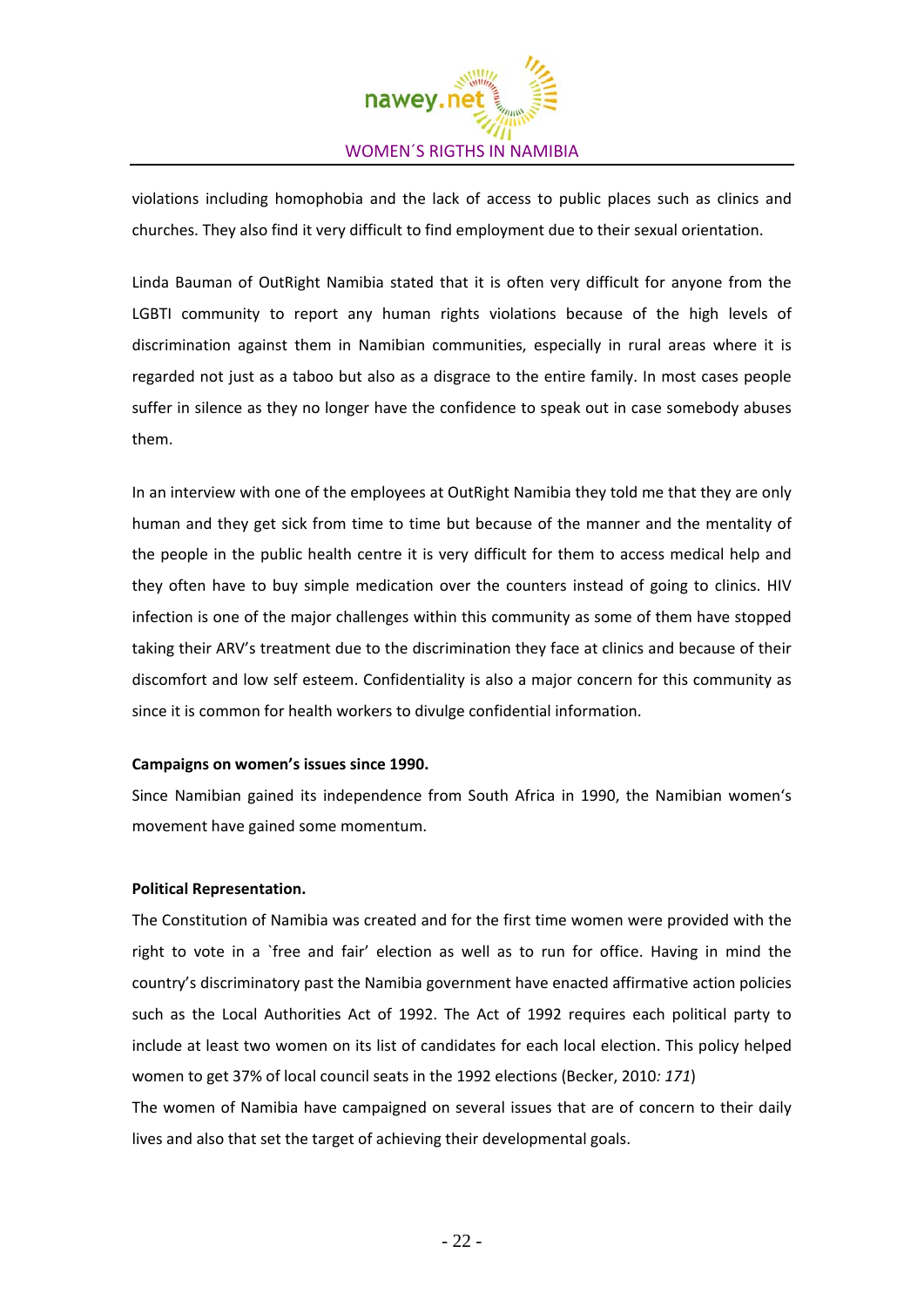violations including homophobia and the lack of access to public places such as clinics and churches. They also find it very difficult to find employment due to their sexual orientation.

Linda Bauman of OutRight Namibia stated that it is often very difficult for anyone from the LGBTI community to report any human rights violations because of the high levels of discrimination against them in Namibian communities, especially in rural areas where it is regarded not just as a taboo but also as a disgrace to the entire family. In most cases people suffer in silence as they no longer have the confidence to speak out in case somebody abuses them.

In an interview with one of the employees at OutRight Namibia they told me that they are only human and they get sick from time to time but because of the manner and the mentality of the people in the public health centre it is very difficult for them to access medical help and they often have to buy simple medication over the counters instead of going to clinics. HIV infection is one of the major challenges within this community as some of them have stopped taking their ARV's treatment due to the discrimination they face at clinics and because of their discomfort and low self esteem. Confidentiality is also a major concern for this community as since it is common for health workers to divulge confidential information.

**Campaigns on women's issues since 1990.**

Since Namibian gained its independence from South Africa in 1990, the Namibian women's movement have gained some momentum.

**Political Representation.**

The Constitution of Namibia was created and for the first time women were provided with the right to vote in a `free and fair' election as well as to run for office. Having in mind the country's discriminatory past the Namibia government have enacted affirmative action policies such as the Local Authorities Act of 1992. The Act of 1992 requires each political party to include at least two women on its list of candidates for each local election. This policy helped women to get 37% of local council seats in the 1992 elections (Becker, 2010*: 171*)

The women of Namibia have campaigned on several issues that are of concern to their daily lives and also that set the target of achieving their developmental goals.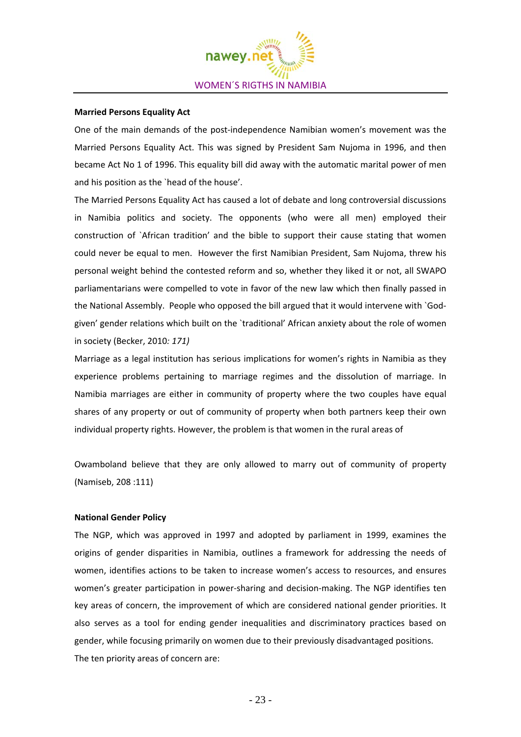**Married Persons Equality Act**

One of the main demands of the post-independence Namibian women's movement was the Married Persons Equality Act. This was signed by President Sam Nujoma in 1996, and then became Act No 1 of 1996. This equality bill did away with the automatic marital power of men and his position as the `head of the house'.

The Married Persons Equality Act has caused a lot of debate and long controversial discussions in Namibia politics and society. The opponents (who were all men) employed their construction of `African tradition' and the bible to support their cause stating that women could never be equal to men. However the first Namibian President, Sam Nujoma, threw his personal weight behind the contested reform and so, whether they liked it or not, all SWAPO parliamentarians were compelled to vote in favor of the new law which then finally passed in the National Assembly. People who opposed the bill argued that it would intervene with `God-given' gender relations which built on the `traditional' African anxiety about the role of women in society (Becker, 2010*: 171)*

Marriage as a legal institution has serious implications for women's rights in Namibia as they experience problems pertaining to marriage regimes and the dissolution of marriage. In Namibia marriages are either in community of property where the two couples have equal shares of any property or out of community of property when both partners keep their own individual property rights. However, the problem is that women in the rural areas of Owamboland believe that they are only allowed to marry out of community of property (Namiseb, 208 :111)

**National Gender Policy**

The NGP, which was approved in 1997 and adopted by parliament in 1999, examines the origins of gender disparities in Namibia, outlines a framework for addressing the needs of women, identifies actions to be taken to increase women's access to resources, and ensures women's greater participation in power-sharing and decision-making. The NGP identifies ten key areas of concern, the improvement of which are considered national gender priorities. It also serves as a tool for ending gender inequalities and discriminatory practices based on gender, while focusing primarily on women due to their previously disadvantaged positions.

The ten priority areas of concern are: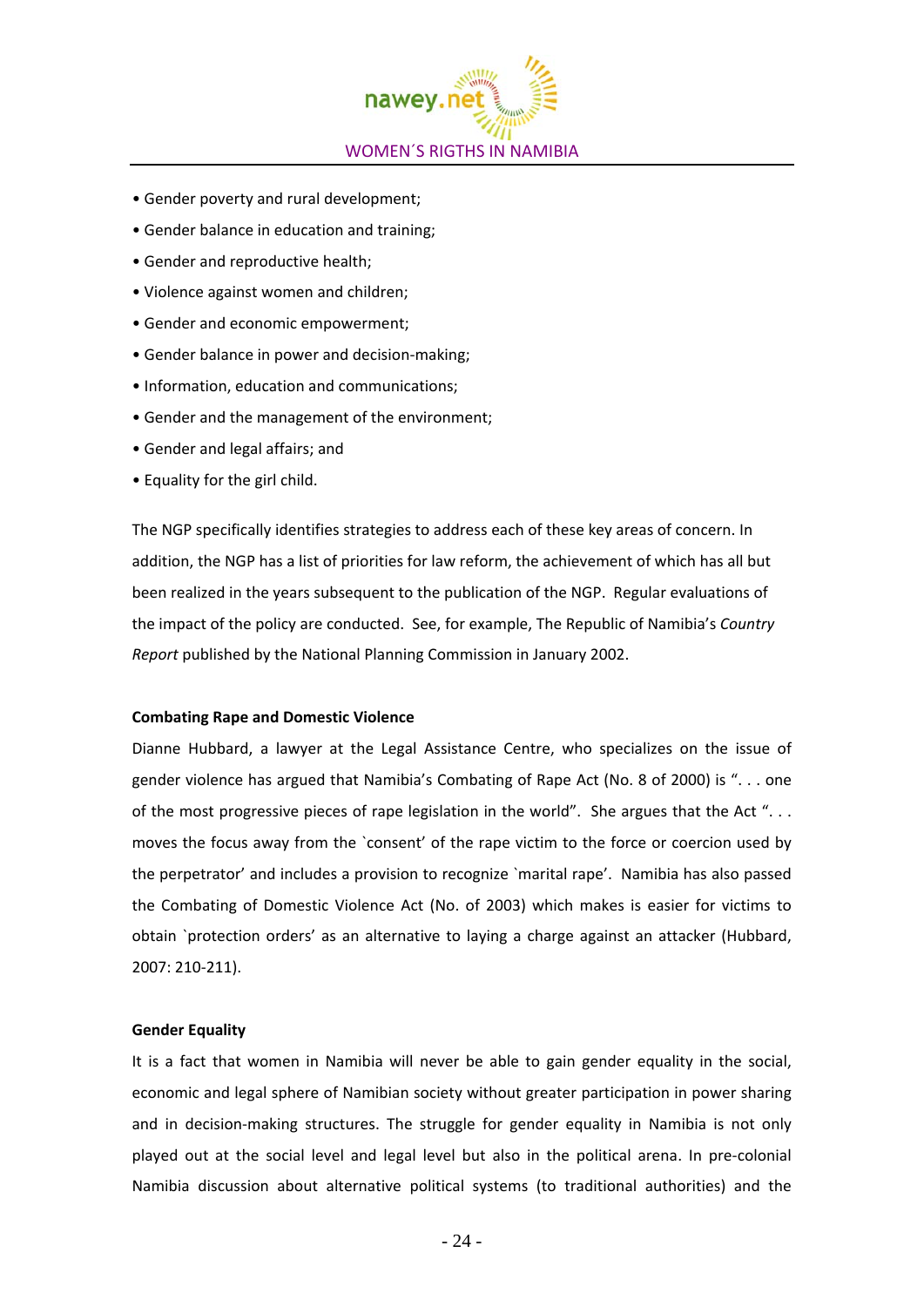- Gender poverty and rural development;
- Gender balance in education and training;
- Gender and reproductive health;
- Violence against women and children;
- Gender and economic empowerment;
- Gender balance in power and decision-making;
- Information, education and communications;
- Gender and the management of the environment;
- Gender and legal affairs; and
- Equality for the girl child.

The NGP specifically identifies strategies to address each of these key areas of concern. In addition, the NGP has a list of priorities for law reform, the achievement of which has all but been realized in the years subsequent to the publication of the NGP. Regular evaluations of the impact of the policy are conducted. See, for example, The Republic of Namibia's *Country Report* published by the National Planning Commission in January 2002.

**Combating Rape and Domestic Violence**

Dianne Hubbard, a lawyer at the Legal Assistance Centre, who specializes on the issue of gender violence has argued that Namibia's Combating of Rape Act (No. 8 of 2000) is ". . . one of the most progressive pieces of rape legislation in the world". She argues that the Act ". . . moves the focus away from the `consent' of the rape victim to the force or coercion used by the perpetrator' and includes a provision to recognize `marital rape'. Namibia has also passed the Combating of Domestic Violence Act (No. of 2003) which makes is easier for victims to obtain `protection orders' as an alternative to laying a charge against an attacker (Hubbard, 2007: 210-211).

**Gender Equality**

It is a fact that women in Namibia will never be able to gain gender equality in the social, economic and legal sphere of Namibian society without greater participation in power sharing and in decision-making structures. The struggle for gender equality in Namibia is not only played out at the social level and legal level but also in the political arena. In pre-colonial Namibia discussion about alternative political systems (to traditional authorities) and the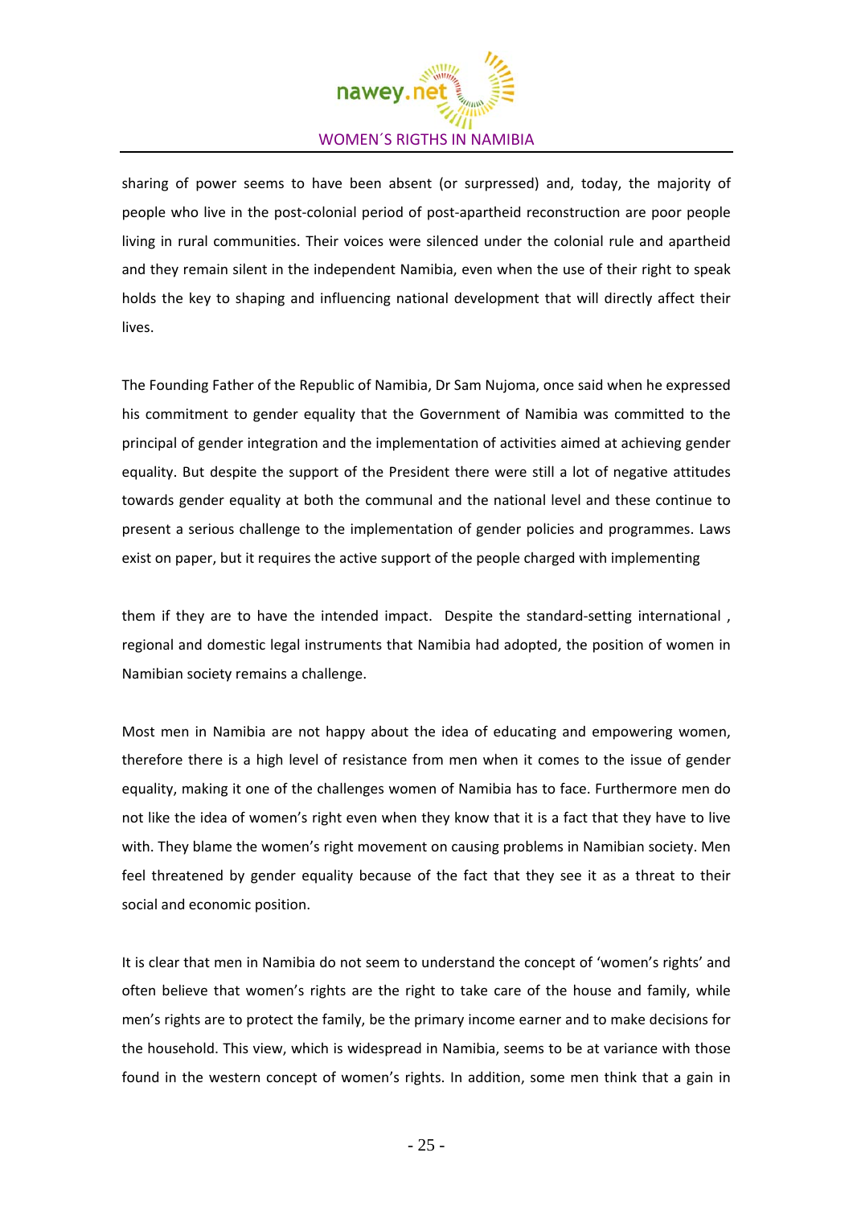sharing of power seems to have been absent (or surpressed) and, today, the majority of people who live in the post-colonial period of post-apartheid reconstruction are poor people living in rural communities. Their voices were silenced under the colonial rule and apartheid and they remain silent in the independent Namibia, even when the use of their right to speak holds the key to shaping and influencing national development that will directly affect their lives.

The Founding Father of the Republic of Namibia, Dr Sam Nujoma, once said when he expressed his commitment to gender equality that the Government of Namibia was committed to the principal of gender integration and the implementation of activities aimed at achieving gender equality. But despite the support of the President there were still a lot of negative attitudes towards gender equality at both the communal and the national level and these continue to present a serious challenge to the implementation of gender policies and programmes. Laws exist on paper, but it requires the active support of the people charged with implementing them if they are to have the intended impact. Despite the standard-setting international , regional and domestic legal instruments that Namibia had adopted, the position of women in Namibian society remains a challenge.

Most men in Namibia are not happy about the idea of educating and empowering women, therefore there is a high level of resistance from men when it comes to the issue of gender equality, making it one of the challenges women of Namibia has to face. Furthermore men do not like the idea of women's right even when they know that it is a fact that they have to live with. They blame the women's right movement on causing problems in Namibian society. Men feel threatened by gender equality because of the fact that they see it as a threat to their social and economic position.

It is clear that men in Namibia do not seem to understand the concept of 'women's rights' and often believe that women's rights are the right to take care of the house and family, while men's rights are to protect the family, be the primary income earner and to make decisions for the household. This view, which is widespread in Namibia, seems to be at variance with those found in the western concept of women's rights. In addition, some men think that a gain in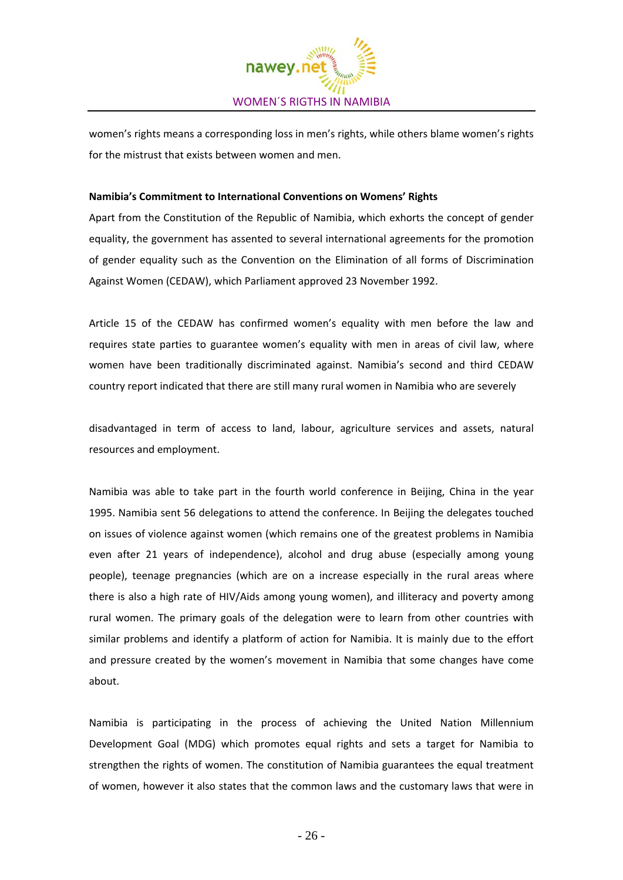women's rights means a corresponding loss in men's rights, while others blame women's rights for the mistrust that exists between women and men.

**Namibia's Commitment to International Conventions on Womens' Rights**

Apart from the Constitution of the Republic of Namibia, which exhorts the concept of gender equality, the government has assented to several international agreements for the promotion of gender equality such as the Convention on the Elimination of all forms of Discrimination Against Women (CEDAW), which Parliament approved 23 November 1992.

Article 15 of the CEDAW has confirmed women's equality with men before the law and requires state parties to guarantee women's equality with men in areas of civil law, where women have been traditionally discriminated against. Namibia's second and third CEDAW country report indicated that there are still many rural women in Namibia who are severely

disadvantaged in term of access to land, labour, agriculture services and assets, natural resources and employment.

Namibia was able to take part in the fourth world conference in Beijing, China in the year 1995. Namibia sent 56 delegations to attend the conference. In Beijing the delegates touched on issues of violence against women (which remains one of the greatest problems in Namibia even after 21 years of independence), alcohol and drug abuse (especially among young people), teenage pregnancies (which are on a increase especially in the rural areas where there is also a high rate of HIV/Aids among young women), and illiteracy and poverty among rural women. The primary goals of the delegation were to learn from other countries with similar problems and identify a platform of action for Namibia. It is mainly due to the effort and pressure created by the women's movement in Namibia that some changes have come about.

Namibia is participating in the process of achieving the United Nation Millennium Development Goal (MDG) which promotes equal rights and sets a target for Namibia to strengthen the rights of women. The constitution of Namibia guarantees the equal treatment of women, however it also states that the common laws and the customary laws that were in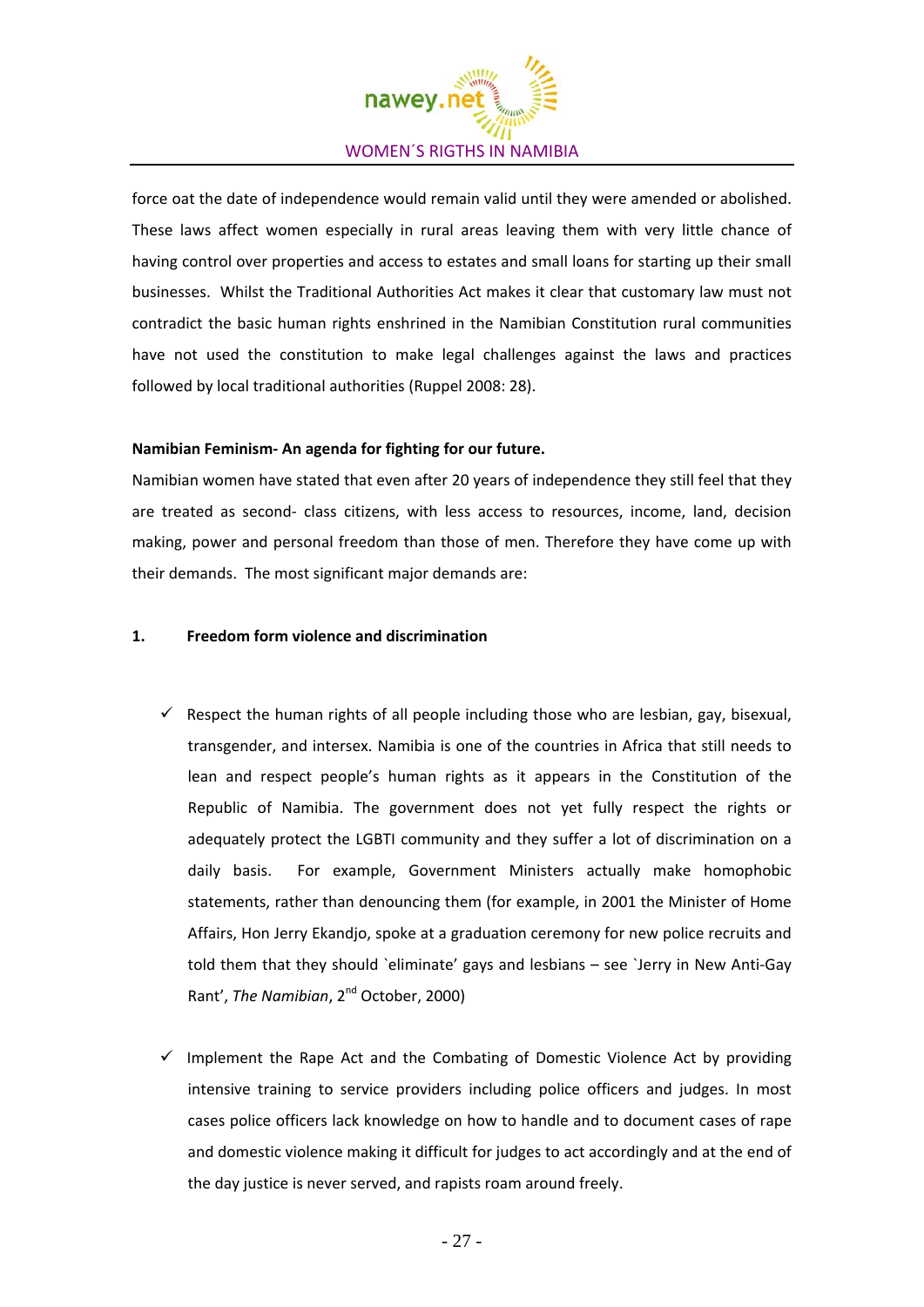force oat the date of independence would remain valid until they were amended or abolished. These laws affect women especially in rural areas leaving them with very little chance of having control over properties and access to estates and small loans for starting up their small businesses. Whilst the Traditional Authorities Act makes it clear that customary law must not contradict the basic human rights enshrined in the Namibian Constitution rural communities have not used the constitution to make legal challenges against the laws and practices followed by local traditional authorities (Ruppel 2008: 28).

**Namibian Feminism- An agenda for fighting for our future.**

Namibian women have stated that even after 20 years of independence they still feel that they are treated as second- class citizens, with less access to resources, income, land, decision making, power and personal freedom than those of men. Therefore they have come up with their demands. The most significant major demands are:

**1. Freedom form violence and discrimination**

- ✓ Respect the human rights of all people including those who are lesbian, gay, bisexual, transgender, and intersex. Namibia is one of the countries in Africa that still needs to lean and respect people's human rights as it appears in the Constitution of the Republic of Namibia. The government does not yet fully respect the rights or adequately protect the LGBTI community and they suffer a lot of discrimination on a daily basis. For example, Government Ministers actually make homophobic statements, rather than denouncing them (for example, in 2001 the Minister of Home Affairs, Hon Jerry Ekandjo, spoke at a graduation ceremony for new police recruits and told them that they should `eliminate' gays and lesbians – see `Jerry in New Anti-Gay Rant', *The Namibian*, 2nd October, 2000)

- ✓ Implement the Rape Act and the Combating of Domestic Violence Act by providing intensive training to service providers including police officers and judges. In most cases police officers lack knowledge on how to handle and to document cases of rape and domestic violence making it difficult for judges to act accordingly and at the end of the day justice is never served, and rapists roam around freely.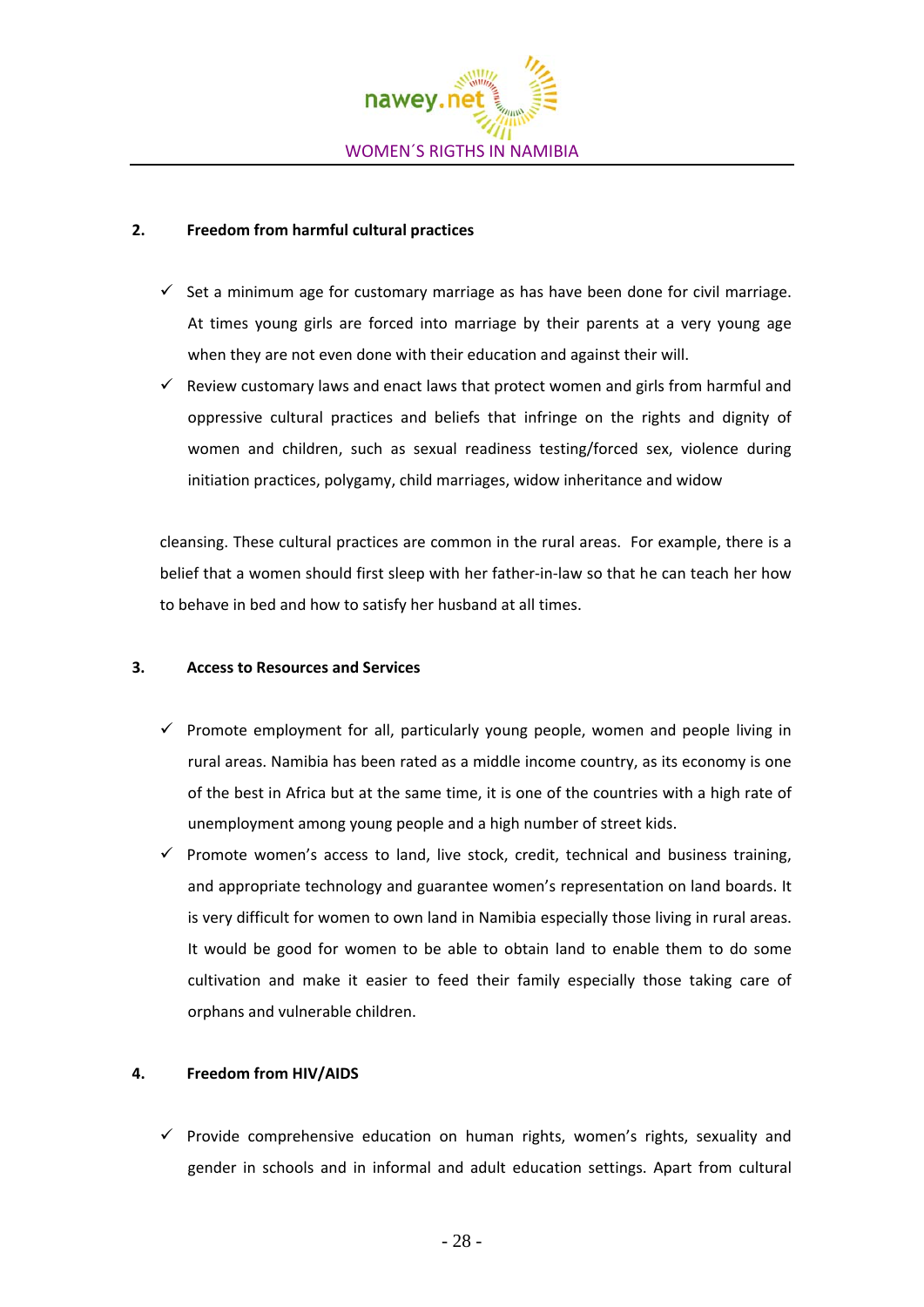## 2. Freedom from harmful cultural practices

- ✓ Set a minimum age for customary marriage as has have been done for civil marriage. At times young girls are forced into marriage by their parents at a very young age when they are not even done with their education and against their will.
- ✓ Review customary laws and enact laws that protect women and girls from harmful and oppressive cultural practices and beliefs that infringe on the rights and dignity of women and children, such as sexual readiness testing/forced sex, violence during initiation practices, polygamy, child marriages, widow inheritance and widow

cleansing. These cultural practices are common in the rural areas. For example, there is a belief that a women should first sleep with her father-in-law so that he can teach her how to behave in bed and how to satisfy her husband at all times.

## 3. Access to Resources and Services

- ✓ Promote employment for all, particularly young people, women and people living in rural areas. Namibia has been rated as a middle income country, as its economy is one of the best in Africa but at the same time, it is one of the countries with a high rate of unemployment among young people and a high number of street kids.
- ✓ Promote women's access to land, live stock, credit, technical and business training, and appropriate technology and guarantee women's representation on land boards. It is very difficult for women to own land in Namibia especially those living in rural areas. It would be good for women to be able to obtain land to enable them to do some cultivation and make it easier to feed their family especially those taking care of orphans and vulnerable children.

## 4. Freedom from HIV/AIDS

- ✓ Provide comprehensive education on human rights, women's rights, sexuality and gender in schools and in informal and adult education settings. Apart from cultural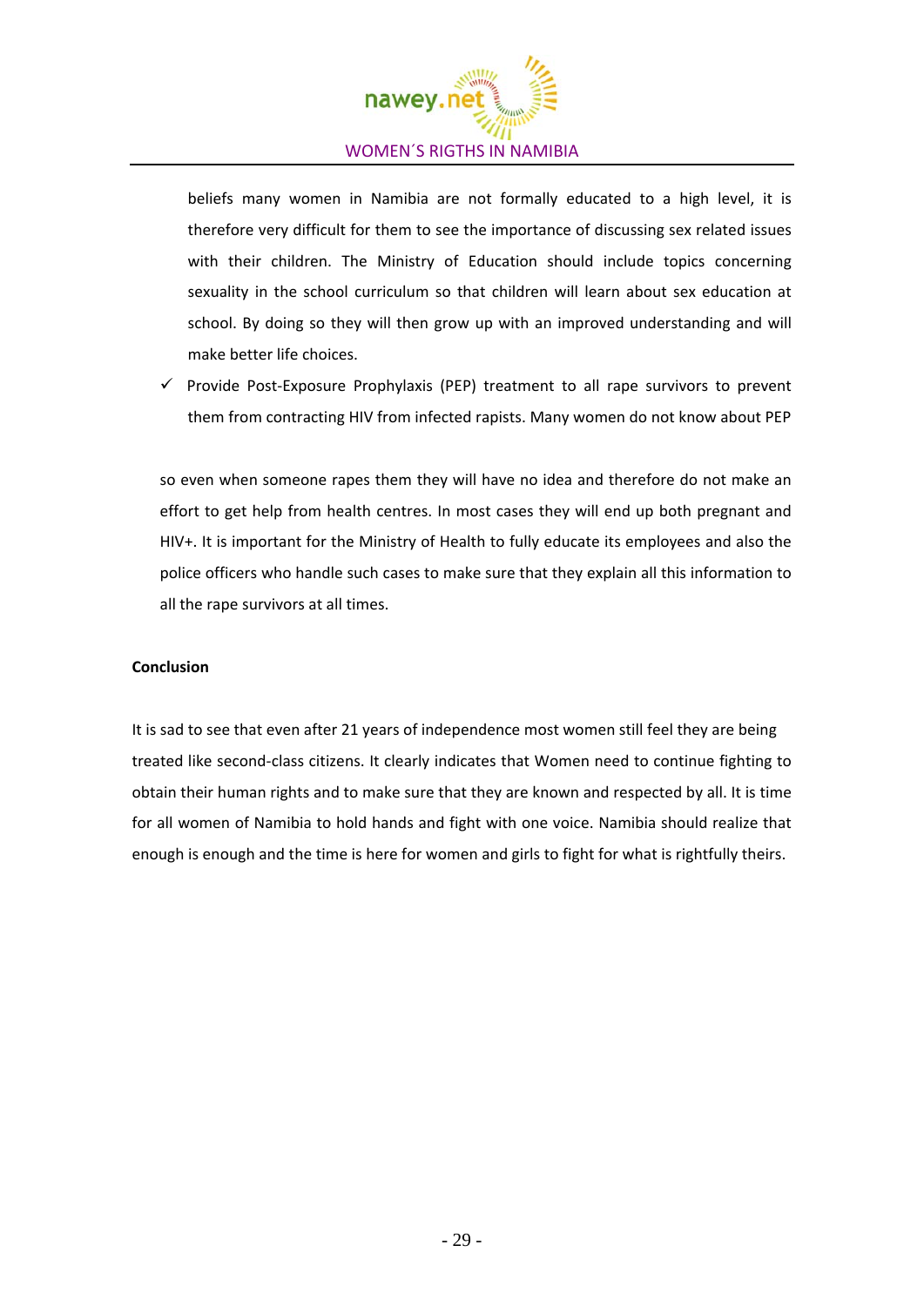beliefs many women in Namibia are not formally educated to a high level, it is therefore very difficult for them to see the importance of discussing sex related issues with their children. The Ministry of Education should include topics concerning sexuality in the school curriculum so that children will learn about sex education at school. By doing so they will then grow up with an improved understanding and will make better life choices.

- ✓ Provide Post-Exposure Prophylaxis (PEP) treatment to all rape survivors to prevent them from contracting HIV from infected rapists. Many women do not know about PEP

so even when someone rapes them they will have no idea and therefore do not make an effort to get help from health centres. In most cases they will end up both pregnant and HIV+. It is important for the Ministry of Health to fully educate its employees and also the police officers who handle such cases to make sure that they explain all this information to all the rape survivors at all times.

**Conclusion**

It is sad to see that even after 21 years of independence most women still feel they are being treated like second-class citizens. It clearly indicates that Women need to continue fighting to obtain their human rights and to make sure that they are known and respected by all. It is time for all women of Namibia to hold hands and fight with one voice. Namibia should realize that enough is enough and the time is here for women and girls to fight for what is rightfully theirs.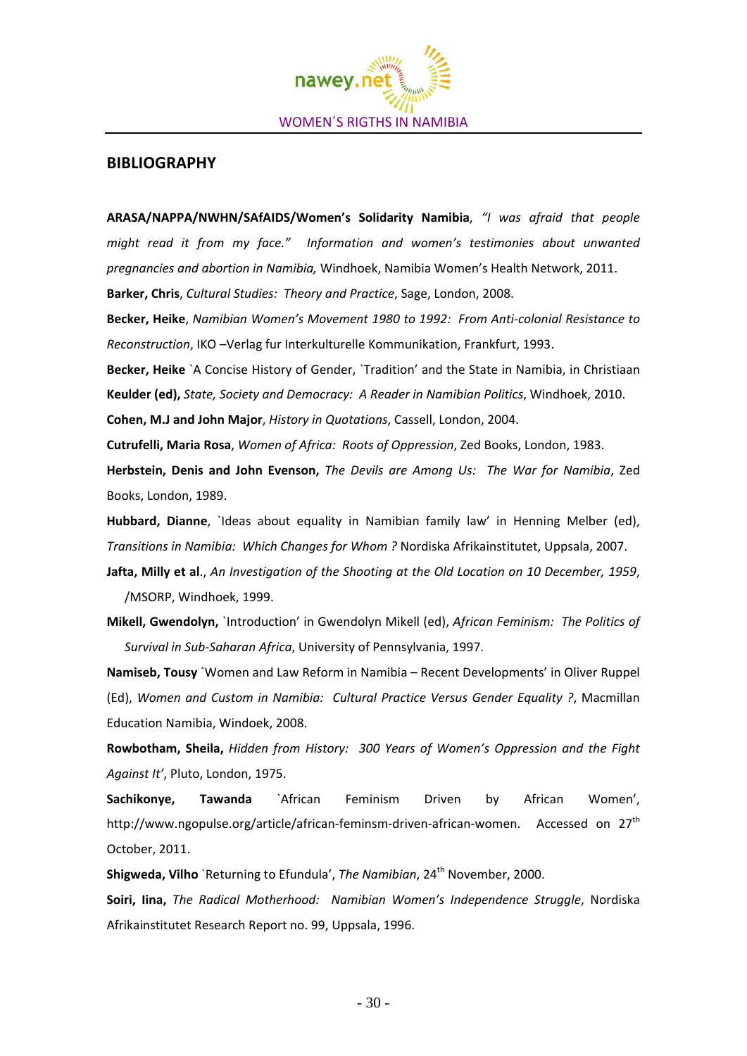## BIBLIOGRAPHY

**ARASA/NAPPA/NWHN/SAfAIDS/Women's Solidarity Namibia**, *"I was afraid that people might read it from my face." Information and women's testimonies about unwanted pregnancies and abortion in Namibia,* Windhoek, Namibia Women's Health Network, 2011.

**Barker, Chris**, *Cultural Studies: Theory and Practice*, Sage, London, 2008.

**Becker, Heike**, *Namibian Women's Movement 1980 to 1992: From Anti-colonial Resistance to Reconstruction*, IKO –Verlag fur Interkulturelle Kommunikation, Frankfurt, 1993.

**Becker, Heike** `A Concise History of Gender, `Tradition' and the State in Namibia, in Christiaan **Keulder (ed),** *State, Society and Democracy: A Reader in Namibian Politics*, Windhoek, 2010.

**Cohen, M.J and John Major**, *History in Quotations*, Cassell, London, 2004.

**Cutrufelli, Maria Rosa**, *Women of Africa: Roots of Oppression*, Zed Books, London, 1983.

**Herbstein, Denis and John Evenson,** *The Devils are Among Us: The War for Namibia*, Zed Books, London, 1989.

**Hubbard, Dianne**, `Ideas about equality in Namibian family law' in Henning Melber (ed), *Transitions in Namibia: Which Changes for Whom ?* Nordiska Afrikainstitutet, Uppsala, 2007.

**Jafta, Milly et al**., *An Investigation of the Shooting at the Old Location on 10 December, 1959*, /MSORP, Windhoek, 1999.

**Mikell, Gwendolyn,** `Introduction' in Gwendolyn Mikell (ed), *African Feminism: The Politics of Survival in Sub-Saharan Africa*, University of Pennsylvania, 1997.

**Namiseb, Tousy** `Women and Law Reform in Namibia – Recent Developments' in Oliver Ruppel (Ed), *Women and Custom in Namibia: Cultural Practice Versus Gender Equality ?*, Macmillan Education Namibia, Windoek, 2008.

**Rowbotham, Sheila,** *Hidden from History: 300 Years of Women's Oppression and the Fight Against It'*, Pluto, London, 1975.

**Sachikonye, Tawanda** `African Feminism Driven by African Women', http://www.ngopulse.org/article/african-feminsm-driven-african-women. Accessed on 27th October, 2011.

**Shigweda, Vilho** `Returning to Efundula', *The Namibian*, 24th November, 2000.

**Soiri, Iina,** *The Radical Motherhood: Namibian Women's Independence Struggle*, Nordiska Afrikainstitutet Research Report no. 99, Uppsala, 1996.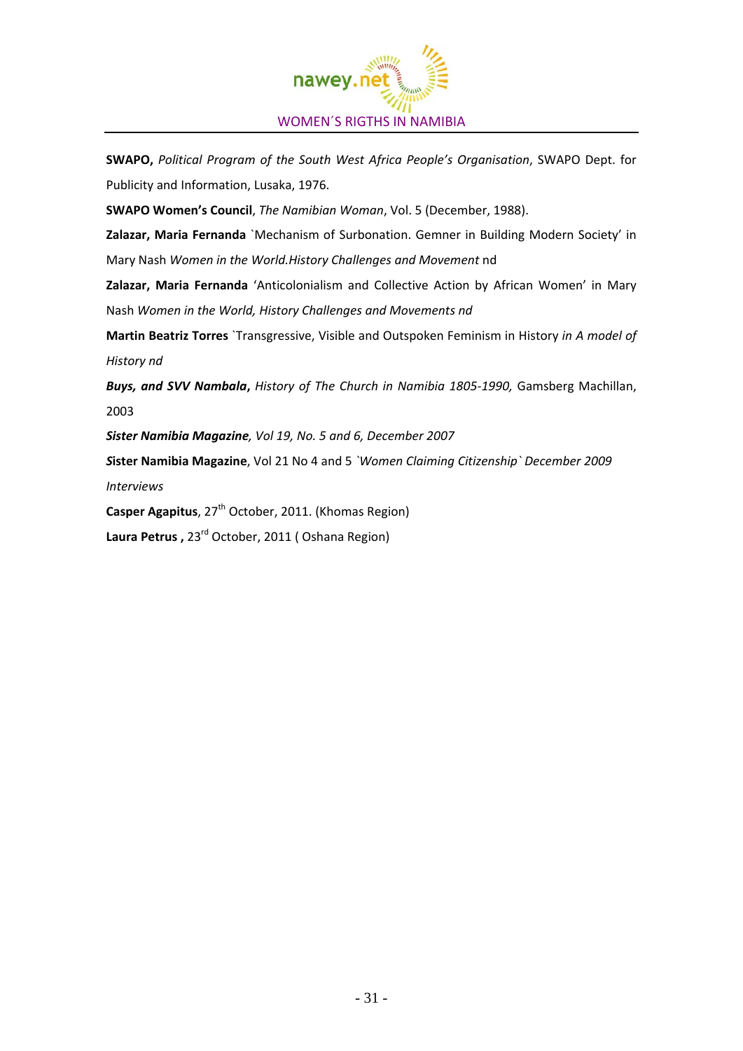**SWAPO,** *Political Program of the South West Africa People's Organisation*, SWAPO Dept. for Publicity and Information, Lusaka, 1976.

**SWAPO Women's Council**, *The Namibian Woman*, Vol. 5 (December, 1988).

**Zalazar, Maria Fernanda** `Mechanism of Surbonation. Gemner in Building Modern Society' in Mary Nash *Women in the World.History Challenges and Movement* nd

**Zalazar, Maria Fernanda** 'Anticolonialism and Collective Action by African Women' in Mary Nash *Women in the World, History Challenges and Movements nd*

**Martin Beatriz Torres** `Transgressive, Visible and Outspoken Feminism in History *in A model of History nd*

***Buys, and SVV Nambala***, *History of The Church in Namibia 1805-1990,* Gamsberg Machillan, 2003

***Sister Namibia Magazine****, Vol 19, No. 5 and 6, December 2007*

***S*ister Namibia Magazine**, Vol 21 No 4 and 5 *`Women Claiming Citizenship` December 2009*

*Interviews*

**Casper Agapitus**, 27th October, 2011. (Khomas Region)

**Laura Petrus ,** 23rd October, 2011 ( Oshana Region)